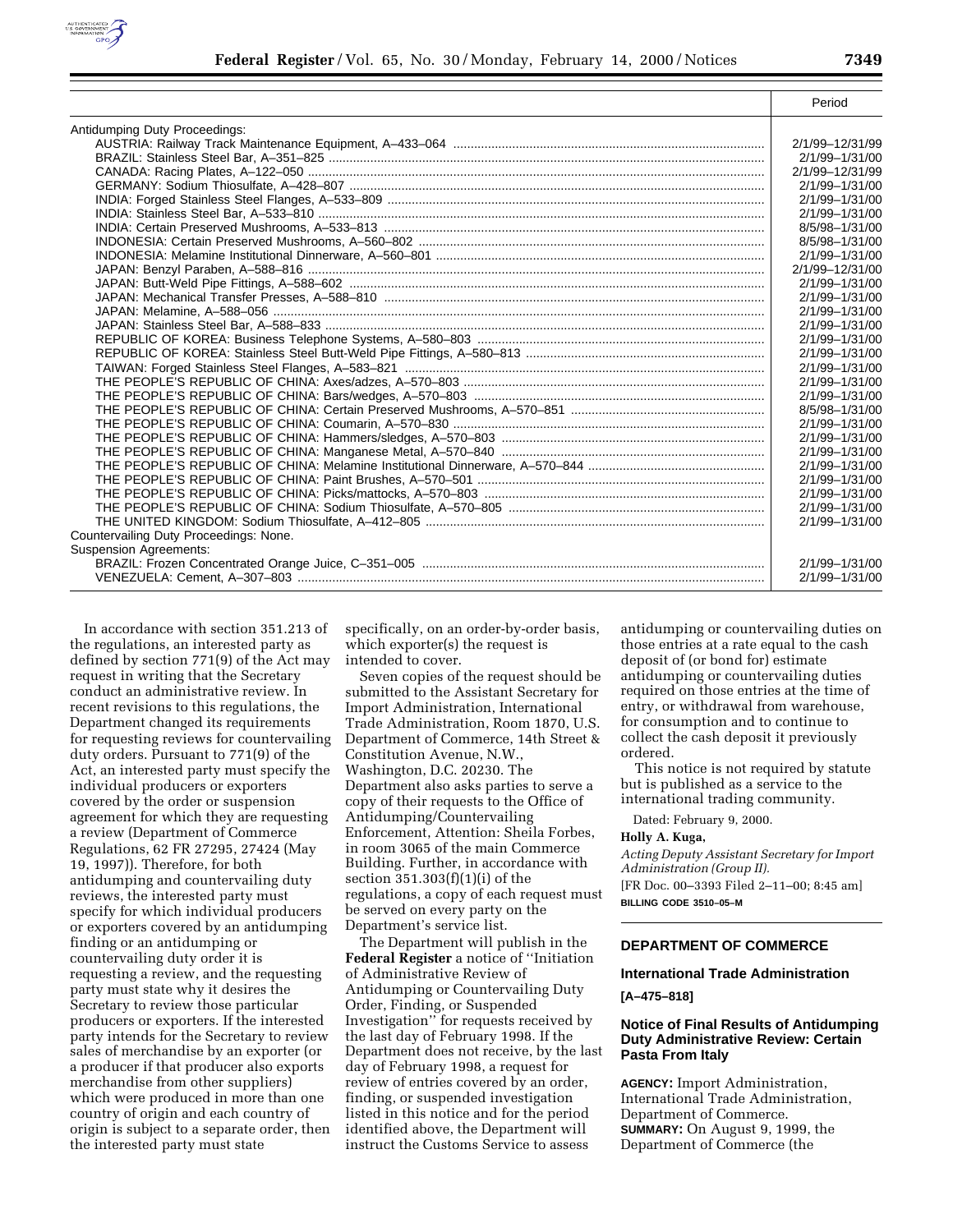| | Period |
|---|---|
| Antidumping Duty Proceedings: | |
| AUSTRIA: Railway Track Maintenance Equipment, A–433–064 | 2/1/99–12/31/99 |
| BRAZIL: Stainless Steel Bar, A–351–825 | 2/1/99–1/31/00 |
| CANADA: Racing Plates, A–122–050 | 2/1/99–12/31/99 |
| GERMANY: Sodium Thiosulfate, A–428–807 | 2/1/99–1/31/00 |
| INDIA: Forged Stainless Steel Flanges, A–533–809 | 2/1/99–1/31/00 |
| INDIA: Stainless Steel Bar, A–533–810 | 2/1/99–1/31/00 |
| INDIA: Certain Preserved Mushrooms, A–533–813 | 8/5/98–1/31/00 |
| INDONESIA: Certain Preserved Mushrooms, A–560–802 | 8/5/98–1/31/00 |
| INDONESIA: Melamine Institutional Dinnerware, A–560–801 | 2/1/99–1/31/00 |
| JAPAN: Benzyl Paraben, A–588–816 | 2/1/99–12/31/00 |
| JAPAN: Butt-Weld Pipe Fittings, A–588–602 | 2/1/99–1/31/00 |
| JAPAN: Mechanical Transfer Presses, A–588–810 | 2/1/99–1/31/00 |
| JAPAN: Melamine, A–588–056 | 2/1/99–1/31/00 |
| JAPAN: Stainless Steel Bar, A–588–833 | 2/1/99–1/31/00 |
| REPUBLIC OF KOREA: Business Telephone Systems, A–580–803 | 2/1/99–1/31/00 |
| REPUBLIC OF KOREA: Stainless Steel Butt-Weld Pipe Fittings, A–580–813 | 2/1/99–1/31/00 |
| TAIWAN: Forged Stainless Steel Flanges, A–583–821 | 2/1/99–1/31/00 |
| THE PEOPLE'S REPUBLIC OF CHINA: Axes/adzes, A–570–803 | 2/1/99–1/31/00 |
| THE PEOPLE'S REPUBLIC OF CHINA: Bars/wedges, A–570–803 | 2/1/99–1/31/00 |
| THE PEOPLE'S REPUBLIC OF CHINA: Certain Preserved Mushrooms, A–570–851 | 8/5/98–1/31/00 |
| THE PEOPLE'S REPUBLIC OF CHINA: Coumarin, A–570–830 | 2/1/99–1/31/00 |
| THE PEOPLE'S REPUBLIC OF CHINA: Hammers/sledges, A–570–803 | 2/1/99–1/31/00 |
| THE PEOPLE'S REPUBLIC OF CHINA: Manganese Metal, A–570–840 | 2/1/99–1/31/00 |
| THE PEOPLE'S REPUBLIC OF CHINA: Melamine Institutional Dinnerware, A–570–844 | 2/1/99–1/31/00 |
| THE PEOPLE'S REPUBLIC OF CHINA: Paint Brushes, A–570–501 | 2/1/99–1/31/00 |
| THE PEOPLE'S REPUBLIC OF CHINA: Picks/mattocks, A–570–803 | 2/1/99–1/31/00 |
| THE PEOPLE'S REPUBLIC OF CHINA: Sodium Thiosulfate, A–570–805 | 2/1/99–1/31/00 |
| THE UNITED KINGDOM: Sodium Thiosulfate, A–412–805 | 2/1/99–1/31/00 |
| Countervailing Duty Proceedings: None. | |
| Suspension Agreements: | |
| BRAZIL: Frozen Concentrated Orange Juice, C–351–005 | 2/1/99–1/31/00 |
| VENEZUELA: Cement, A–307–803 | 2/1/99–1/31/00 |

In accordance with section 351.213 of the regulations, an interested party as defined by section 771(9) of the Act may request in writing that the Secretary conduct an administrative review. In recent revisions to this regulations, the Department changed its requirements for requesting reviews for countervailing duty orders. Pursuant to 771(9) of the Act, an interested party must specify the individual producers or exporters covered by the order or suspension agreement for which they are requesting a review (Department of Commerce Regulations, 62 FR 27295, 27424 (May 19, 1997)). Therefore, for both antidumping and countervailing duty reviews, the interested party must specify for which individual producers or exporters covered by an antidumping finding or an antidumping or countervailing duty order it is requesting a review, and the requesting party must state why it desires the Secretary to review those particular producers or exporters. If the interested party intends for the Secretary to review sales of merchandise by an exporter (or a producer if that producer also exports merchandise from other suppliers) which were produced in more than one country of origin and each country of origin is subject to a separate order, then the interested party must state specifically, on an order-by-order basis, which exporter(s) the request is intended to cover.

Seven copies of the request should be submitted to the Assistant Secretary for Import Administration, International Trade Administration, Room 1870, U.S. Department of Commerce, 14th Street & Constitution Avenue, N.W., Washington, D.C. 20230. The Department also asks parties to serve a copy of their requests to the Office of Antidumping/Countervailing Enforcement, Attention: Sheila Forbes, in room 3065 of the main Commerce Building. Further, in accordance with section 351.303(f)(1)(i) of the regulations, a copy of each request must be served on every party on the Department's service list.

The Department will publish in the **Federal Register** a notice of ''Initiation of Administrative Review of Antidumping or Countervailing Duty Order, Finding, or Suspended Investigation'' for requests received by the last day of February 1998. If the Department does not receive, by the last day of February 1998, a request for review of entries covered by an order, finding, or suspended investigation listed in this notice and for the period identified above, the Department will instruct the Customs Service to assess antidumping or countervailing duties on those entries at a rate equal to the cash deposit of (or bond for) estimate antidumping or countervailing duties required on those entries at the time of entry, or withdrawal from warehouse, for consumption and to continue to collect the cash deposit it previously ordered.

This notice is not required by statute but is published as a service to the international trading community.

Dated: February 9, 2000.

**Holly A. Kuga,**

*Acting Deputy Assistant Secretary for Import Administration (Group II).*

[FR Doc. 00–3393 Filed 2–11–00; 8:45 am]

**BILLING CODE 3510–05–M**

## DEPARTMENT OF COMMERCE

### International Trade Administration

**[A–475–818]**

### Notice of Final Results of Antidumping Duty Administrative Review: Certain Pasta From Italy

**AGENCY:** Import Administration, International Trade Administration, Department of Commerce.

**SUMMARY:** On August 9, 1999, the Department of Commerce (the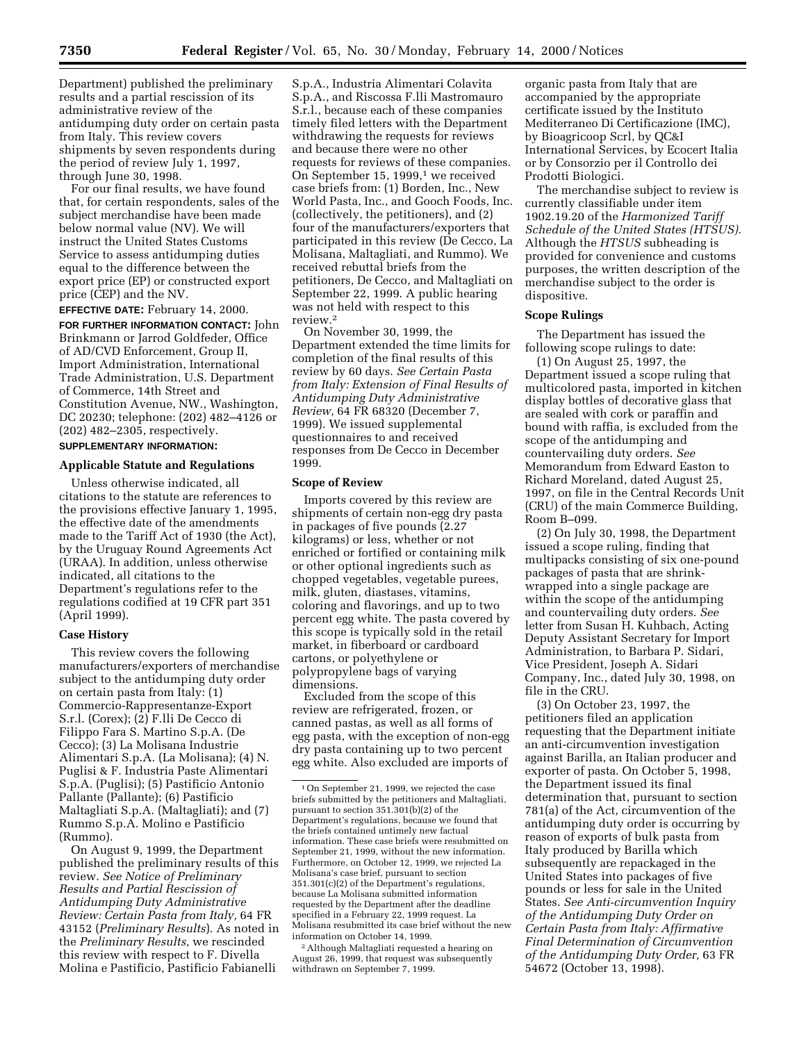Department) published the preliminary results and a partial rescission of its administrative review of the antidumping duty order on certain pasta from Italy. This review covers shipments by seven respondents during the period of review July 1, 1997, through June 30, 1998.

For our final results, we have found that, for certain respondents, sales of the subject merchandise have been made below normal value (NV). We will instruct the United States Customs Service to assess antidumping duties equal to the difference between the export price (EP) or constructed export price (CEP) and the NV.

**EFFECTIVE DATE:** February 14, 2000.

**FOR FURTHER INFORMATION CONTACT:** John Brinkmann or Jarrod Goldfeder, Office of AD/CVD Enforcement, Group II, Import Administration, International Trade Administration, U.S. Department of Commerce, 14th Street and Constitution Avenue, NW., Washington, DC 20230; telephone: (202) 482–4126 or (202) 482–2305, respectively.

**SUPPLEMENTARY INFORMATION:**

## Applicable Statute and Regulations

Unless otherwise indicated, all citations to the statute are references to the provisions effective January 1, 1995, the effective date of the amendments made to the Tariff Act of 1930 (the Act), by the Uruguay Round Agreements Act (URAA). In addition, unless otherwise indicated, all citations to the Department's regulations refer to the regulations codified at 19 CFR part 351 (April 1999).

## Case History

This review covers the following manufacturers/exporters of merchandise subject to the antidumping duty order on certain pasta from Italy: (1) Commercio-Rappresentanze-Export S.r.l. (Corex); (2) F.lli De Cecco di Filippo Fara S. Martino S.p.A. (De Cecco); (3) La Molisana Industrie Alimentari S.p.A. (La Molisana); (4) N. Puglisi & F. Industria Paste Alimentari S.p.A. (Puglisi); (5) Pastificio Antonio Pallante (Pallante); (6) Pastificio Maltagliati S.p.A. (Maltagliati); and (7) Rummo S.p.A. Molino e Pastificio (Rummo).

On August 9, 1999, the Department published the preliminary results of this review. *See Notice of Preliminary Results and Partial Rescission of Antidumping Duty Administrative Review: Certain Pasta from Italy,* 64 FR 43152 (*Preliminary Results*). As noted in the *Preliminary Results,* we rescinded this review with respect to F. Divella Molina e Pastificio, Pastificio Fabianelli S.p.A., Industria Alimentari Colavita S.p.A., and Riscossa F.lli Mastromauro S.r.l., because each of these companies timely filed letters with the Department withdrawing the requests for reviews and because there were no other requests for reviews of these companies. On September 15, 1999,[1] we received case briefs from: (1) Borden, Inc., New World Pasta, Inc., and Gooch Foods, Inc. (collectively, the petitioners), and (2) four of the manufacturers/exporters that participated in this review (De Cecco, La Molisana, Maltagliati, and Rummo). We received rebuttal briefs from the petitioners, De Cecco, and Maltagliati on September 22, 1999. A public hearing was not held with respect to this review.[2]

On November 30, 1999, the Department extended the time limits for completion of the final results of this review by 60 days. *See Certain Pasta from Italy: Extension of Final Results of Antidumping Duty Administrative Review,* 64 FR 68320 (December 7, 1999). We issued supplemental questionnaires to and received responses from De Cecco in December 1999.

## Scope of Review

Imports covered by this review are shipments of certain non-egg dry pasta in packages of five pounds (2.27 kilograms) or less, whether or not enriched or fortified or containing milk or other optional ingredients such as chopped vegetables, vegetable purees, milk, gluten, diastases, vitamins, coloring and flavorings, and up to two percent egg white. The pasta covered by this scope is typically sold in the retail market, in fiberboard or cardboard cartons, or polyethylene or polypropylene bags of varying dimensions.

Excluded from the scope of this review are refrigerated, frozen, or canned pastas, as well as all forms of egg pasta, with the exception of non-egg dry pasta containing up to two percent egg white. Also excluded are imports of organic pasta from Italy that are accompanied by the appropriate certificate issued by the Instituto Mediterraneo Di Certificazione (IMC), by Bioagricoop Scrl, by QC&I International Services, by Ecocert Italia or by Consorzio per il Controllo dei Prodotti Biologici.

The merchandise subject to review is currently classifiable under item 1902.19.20 of the *Harmonized Tariff Schedule of the United States (HTSUS).* Although the *HTSUS* subheading is provided for convenience and customs purposes, the written description of the merchandise subject to the order is dispositive.

## Scope Rulings

The Department has issued the following scope rulings to date:

(1) On August 25, 1997, the Department issued a scope ruling that multicolored pasta, imported in kitchen display bottles of decorative glass that are sealed with cork or paraffin and bound with raffia, is excluded from the scope of the antidumping and countervailing duty orders. *See* Memorandum from Edward Easton to Richard Moreland, dated August 25, 1997, on file in the Central Records Unit (CRU) of the main Commerce Building, Room B–099.

(2) On July 30, 1998, the Department issued a scope ruling, finding that multipacks consisting of six one-pound packages of pasta that are shrink-wrapped into a single package are within the scope of the antidumping and countervailing duty orders. *See* letter from Susan H. Kuhbach, Acting Deputy Assistant Secretary for Import Administration, to Barbara P. Sidari, Vice President, Joseph A. Sidari Company, Inc., dated July 30, 1998, on file in the CRU.

(3) On October 23, 1997, the petitioners filed an application requesting that the Department initiate an anti-circumvention investigation against Barilla, an Italian producer and exporter of pasta. On October 5, 1998, the Department issued its final determination that, pursuant to section 781(a) of the Act, circumvention of the antidumping duty order is occurring by reason of exports of bulk pasta from Italy produced by Barilla which subsequently are repackaged in the United States into packages of five pounds or less for sale in the United States. *See Anti-circumvention Inquiry of the Antidumping Duty Order on Certain Pasta from Italy: Affirmative Final Determination of Circumvention of the Antidumping Duty Order,* 63 FR 54672 (October 13, 1998).

[1] On September 21, 1999, we rejected the case briefs submitted by the petitioners and Maltagliati, pursuant to section 351.301(b)(2) of the Department's regulations, because we found that the briefs contained untimely new factual information. These case briefs were resubmitted on September 21, 1999, without the new information. Furthermore, on October 12, 1999, we rejected La Molisana's case brief, pursuant to section 351.301(c)(2) of the Department's regulations, because La Molisana submitted information requested by the Department after the deadline specified in a February 22, 1999 request. La Molisana resubmitted its case brief without the new information on October 14, 1999.

[2] Although Maltagliati requested a hearing on August 26, 1999, that request was subsequently withdrawn on September 7, 1999.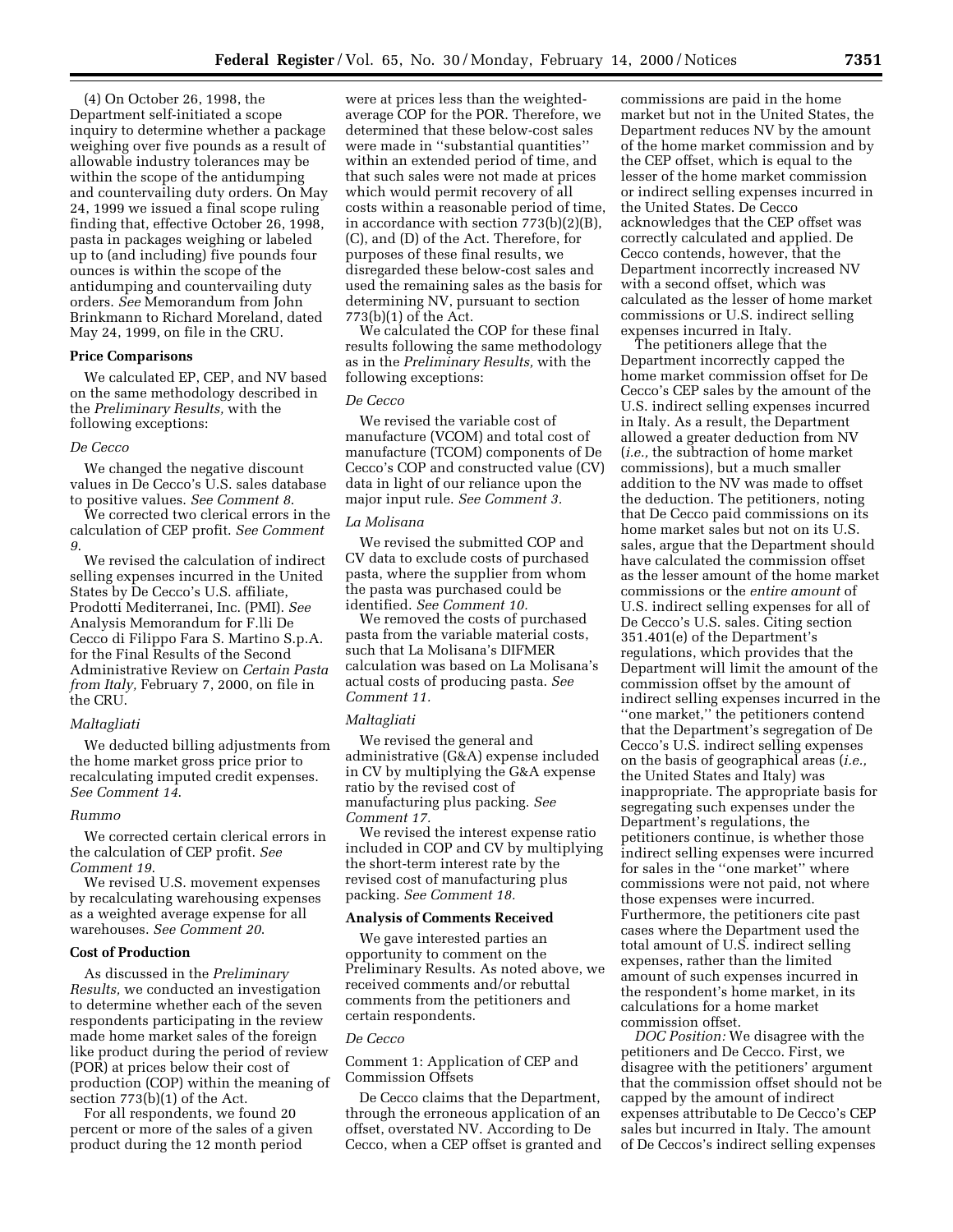(4) On October 26, 1998, the Department self-initiated a scope inquiry to determine whether a package weighing over five pounds as a result of allowable industry tolerances may be within the scope of the antidumping and countervailing duty orders. On May 24, 1999 we issued a final scope ruling finding that, effective October 26, 1998, pasta in packages weighing or labeled up to (and including) five pounds four ounces is within the scope of the antidumping and countervailing duty orders. *See* Memorandum from John Brinkmann to Richard Moreland, dated May 24, 1999, on file in the CRU.

**Price Comparisons**

We calculated EP, CEP, and NV based on the same methodology described in the *Preliminary Results,* with the following exceptions:

*De Cecco*

We changed the negative discount values in De Cecco's U.S. sales database to positive values. *See Comment 8*.

We corrected two clerical errors in the calculation of CEP profit. *See Comment 9*.

We revised the calculation of indirect selling expenses incurred in the United States by De Cecco's U.S. affiliate, Prodotti Mediterranei, Inc. (PMI). *See* Analysis Memorandum for F.lli De Cecco di Filippo Fara S. Martino S.p.A. for the Final Results of the Second Administrative Review on *Certain Pasta from Italy,* February 7, 2000, on file in the CRU.

*Maltagliati*

We deducted billing adjustments from the home market gross price prior to recalculating imputed credit expenses. *See Comment 14*.

*Rummo*

We corrected certain clerical errors in the calculation of CEP profit. *See Comment 19*.

We revised U.S. movement expenses by recalculating warehousing expenses as a weighted average expense for all warehouses. *See Comment 20*.

**Cost of Production**

As discussed in the *Preliminary Results,* we conducted an investigation to determine whether each of the seven respondents participating in the review made home market sales of the foreign like product during the period of review (POR) at prices below their cost of production (COP) within the meaning of section 773(b)(1) of the Act.

For all respondents, we found 20 percent or more of the sales of a given product during the 12 month period were at prices less than the weighted-average COP for the POR. Therefore, we determined that these below-cost sales were made in ''substantial quantities'' within an extended period of time, and that such sales were not made at prices which would permit recovery of all costs within a reasonable period of time, in accordance with section 773(b)(2)(B), (C), and (D) of the Act. Therefore, for purposes of these final results, we disregarded these below-cost sales and used the remaining sales as the basis for determining NV, pursuant to section 773(b)(1) of the Act.

We calculated the COP for these final results following the same methodology as in the *Preliminary Results,* with the following exceptions:

*De Cecco*

We revised the variable cost of manufacture (VCOM) and total cost of manufacture (TCOM) components of De Cecco's COP and constructed value (CV) data in light of our reliance upon the major input rule. *See Comment 3.*

*La Molisana*

We revised the submitted COP and CV data to exclude costs of purchased pasta, where the supplier from whom the pasta was purchased could be identified. *See Comment 10.*

We removed the costs of purchased pasta from the variable material costs, such that La Molisana's DIFMER calculation was based on La Molisana's actual costs of producing pasta. *See Comment 11.*

*Maltagliati*

We revised the general and administrative (G&A) expense included in CV by multiplying the G&A expense ratio by the revised cost of manufacturing plus packing. *See Comment 17.*

We revised the interest expense ratio included in COP and CV by multiplying the short-term interest rate by the revised cost of manufacturing plus packing. *See Comment 18.*

**Analysis of Comments Received**

We gave interested parties an opportunity to comment on the Preliminary Results. As noted above, we received comments and/or rebuttal comments from the petitioners and certain respondents.

*De Cecco*

Comment 1: Application of CEP and Commission Offsets

De Cecco claims that the Department, through the erroneous application of an offset, overstated NV. According to De Cecco, when a CEP offset is granted and commissions are paid in the home market but not in the United States, the Department reduces NV by the amount of the home market commission and by the CEP offset, which is equal to the lesser of the home market commission or indirect selling expenses incurred in the United States. De Cecco acknowledges that the CEP offset was correctly calculated and applied. De Cecco contends, however, that the Department incorrectly increased NV with a second offset, which was calculated as the lesser of home market commissions or U.S. indirect selling expenses incurred in Italy.

The petitioners allege that the Department incorrectly capped the home market commission offset for De Cecco's CEP sales by the amount of the U.S. indirect selling expenses incurred in Italy. As a result, the Department allowed a greater deduction from NV (*i.e.,* the subtraction of home market commissions), but a much smaller addition to the NV was made to offset the deduction. The petitioners, noting that De Cecco paid commissions on its home market sales but not on its U.S. sales, argue that the Department should have calculated the commission offset as the lesser amount of the home market commissions or the *entire amount* of U.S. indirect selling expenses for all of De Cecco's U.S. sales. Citing section 351.401(e) of the Department's regulations, which provides that the Department will limit the amount of the commission offset by the amount of indirect selling expenses incurred in the ''one market,'' the petitioners contend that the Department's segregation of De Cecco's U.S. indirect selling expenses on the basis of geographical areas (*i.e.,* the United States and Italy) was inappropriate. The appropriate basis for segregating such expenses under the Department's regulations, the petitioners continue, is whether those indirect selling expenses were incurred for sales in the ''one market'' where commissions were not paid, not where those expenses were incurred. Furthermore, the petitioners cite past cases where the Department used the total amount of U.S. indirect selling expenses, rather than the limited amount of such expenses incurred in the respondent's home market, in its calculations for a home market commission offset.

*DOC Position:* We disagree with the petitioners and De Cecco. First, we disagree with the petitioners' argument that the commission offset should not be capped by the amount of indirect expenses attributable to De Cecco's CEP sales but incurred in Italy. The amount of De Ceccos's indirect selling expenses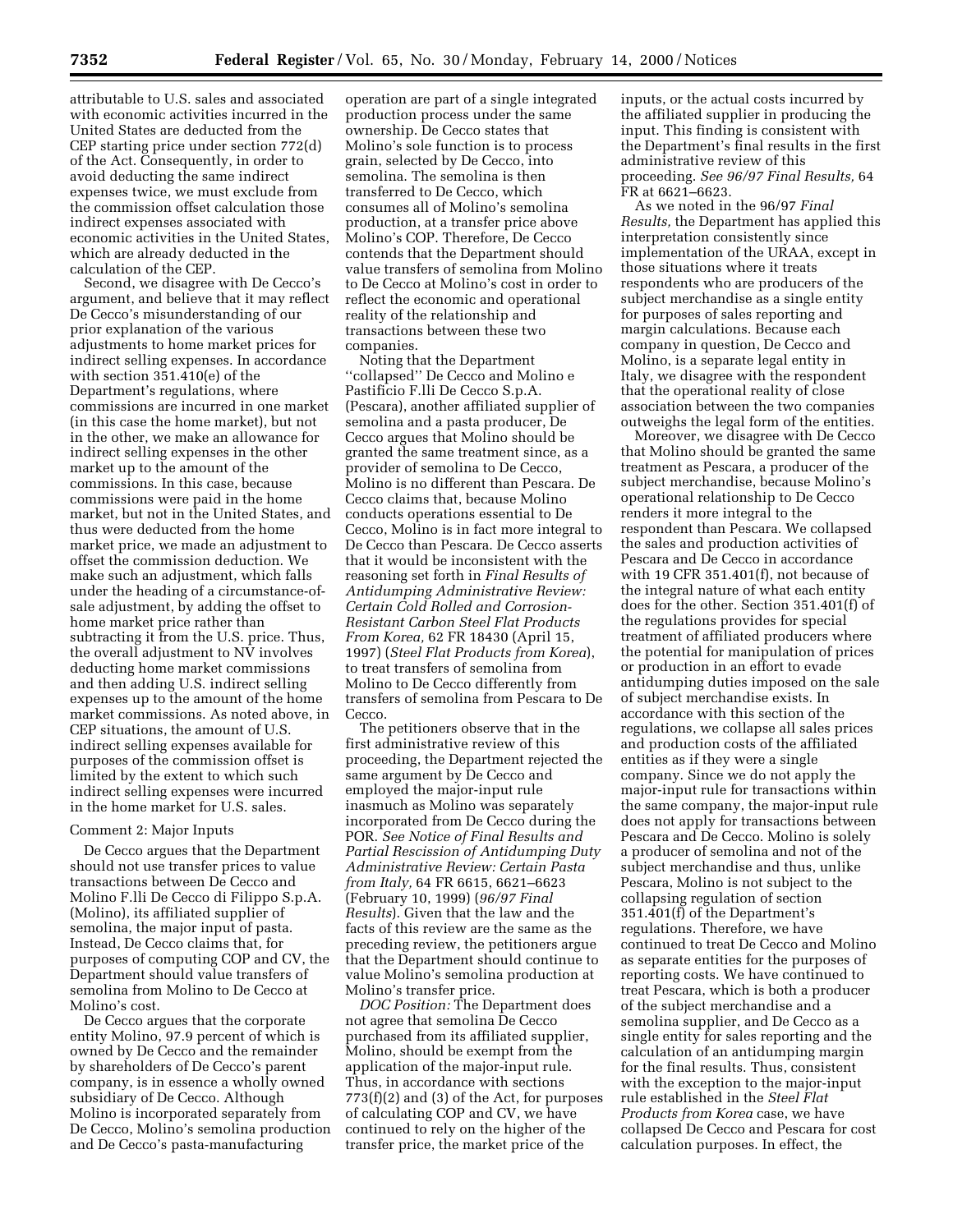attributable to U.S. sales and associated with economic activities incurred in the United States are deducted from the CEP starting price under section 772(d) of the Act. Consequently, in order to avoid deducting the same indirect expenses twice, we must exclude from the commission offset calculation those indirect expenses associated with economic activities in the United States, which are already deducted in the calculation of the CEP.

Second, we disagree with De Cecco's argument, and believe that it may reflect De Cecco's misunderstanding of our prior explanation of the various adjustments to home market prices for indirect selling expenses. In accordance with section 351.410(e) of the Department's regulations, where commissions are incurred in one market (in this case the home market), but not in the other, we make an allowance for indirect selling expenses in the other market up to the amount of the commissions. In this case, because commissions were paid in the home market, but not in the United States, and thus were deducted from the home market price, we made an adjustment to offset the commission deduction. We make such an adjustment, which falls under the heading of a circumstance-of-sale adjustment, by adding the offset to home market price rather than subtracting it from the U.S. price. Thus, the overall adjustment to NV involves deducting home market commissions and then adding U.S. indirect selling expenses up to the amount of the home market commissions. As noted above, in CEP situations, the amount of U.S. indirect selling expenses available for purposes of the commission offset is limited by the extent to which such indirect selling expenses were incurred in the home market for U.S. sales.

Comment 2: Major Inputs

De Cecco argues that the Department should not use transfer prices to value transactions between De Cecco and Molino F.lli De Cecco di Filippo S.p.A. (Molino), its affiliated supplier of semolina, the major input of pasta. Instead, De Cecco claims that, for purposes of computing COP and CV, the Department should value transfers of semolina from Molino to De Cecco at Molino's cost.

De Cecco argues that the corporate entity Molino, 97.9 percent of which is owned by De Cecco and the remainder by shareholders of De Cecco's parent company, is in essence a wholly owned subsidiary of De Cecco. Although Molino is incorporated separately from De Cecco, Molino's semolina production and De Cecco's pasta-manufacturing operation are part of a single integrated production process under the same ownership. De Cecco states that Molino's sole function is to process grain, selected by De Cecco, into semolina. The semolina is then transferred to De Cecco, which consumes all of Molino's semolina production, at a transfer price above Molino's COP. Therefore, De Cecco contends that the Department should value transfers of semolina from Molino to De Cecco at Molino's cost in order to reflect the economic and operational reality of the relationship and transactions between these two companies.

Noting that the Department "collapsed" De Cecco and Molino e Pastificio F.lli De Cecco S.p.A. (Pescara), another affiliated supplier of semolina and a pasta producer, De Cecco argues that Molino should be granted the same treatment since, as a provider of semolina to De Cecco, Molino is no different than Pescara. De Cecco claims that, because Molino conducts operations essential to De Cecco, Molino is in fact more integral to De Cecco than Pescara. De Cecco asserts that it would be inconsistent with the reasoning set forth in *Final Results of Antidumping Administrative Review: Certain Cold Rolled and Corrosion-Resistant Carbon Steel Flat Products From Korea,* 62 FR 18430 (April 15, 1997) (*Steel Flat Products from Korea*), to treat transfers of semolina from Molino to De Cecco differently from transfers of semolina from Pescara to De Cecco.

The petitioners observe that in the first administrative review of this proceeding, the Department rejected the same argument by De Cecco and employed the major-input rule inasmuch as Molino was separately incorporated from De Cecco during the POR. *See Notice of Final Results and Partial Rescission of Antidumping Duty Administrative Review: Certain Pasta from Italy,* 64 FR 6615, 6621–6623 (February 10, 1999) (*96/97 Final Results*). Given that the law and the facts of this review are the same as the preceding review, the petitioners argue that the Department should continue to value Molino's semolina production at Molino's transfer price.

*DOC Position:* The Department does not agree that semolina De Cecco purchased from its affiliated supplier, Molino, should be exempt from the application of the major-input rule. Thus, in accordance with sections 773(f)(2) and (3) of the Act, for purposes of calculating COP and CV, we have continued to rely on the higher of the transfer price, the market price of the inputs, or the actual costs incurred by the affiliated supplier in producing the input. This finding is consistent with the Department's final results in the first administrative review of this proceeding. *See 96/97 Final Results,* 64 FR at 6621–6623.

As we noted in the 96/97 *Final Results,* the Department has applied this interpretation consistently since implementation of the URAA, except in those situations where it treats respondents who are producers of the subject merchandise as a single entity for purposes of sales reporting and margin calculations. Because each company in question, De Cecco and Molino, is a separate legal entity in Italy, we disagree with the respondent that the operational reality of close association between the two companies outweighs the legal form of the entities.

Moreover, we disagree with De Cecco that Molino should be granted the same treatment as Pescara, a producer of the subject merchandise, because Molino's operational relationship to De Cecco renders it more integral to the respondent than Pescara. We collapsed the sales and production activities of Pescara and De Cecco in accordance with 19 CFR 351.401(f), not because of the integral nature of what each entity does for the other. Section 351.401(f) of the regulations provides for special treatment of affiliated producers where the potential for manipulation of prices or production in an effort to evade antidumping duties imposed on the sale of subject merchandise exists. In accordance with this section of the regulations, we collapse all sales prices and production costs of the affiliated entities as if they were a single company. Since we do not apply the major-input rule for transactions within the same company, the major-input rule does not apply for transactions between Pescara and De Cecco. Molino is solely a producer of semolina and not of the subject merchandise and thus, unlike Pescara, Molino is not subject to the collapsing regulation of section 351.401(f) of the Department's regulations. Therefore, we have continued to treat De Cecco and Molino as separate entities for the purposes of reporting costs. We have continued to treat Pescara, which is both a producer of the subject merchandise and a semolina supplier, and De Cecco as a single entity for sales reporting and the calculation of an antidumping margin for the final results. Thus, consistent with the exception to the major-input rule established in the *Steel Flat Products from Korea* case, we have collapsed De Cecco and Pescara for cost calculation purposes. In effect, the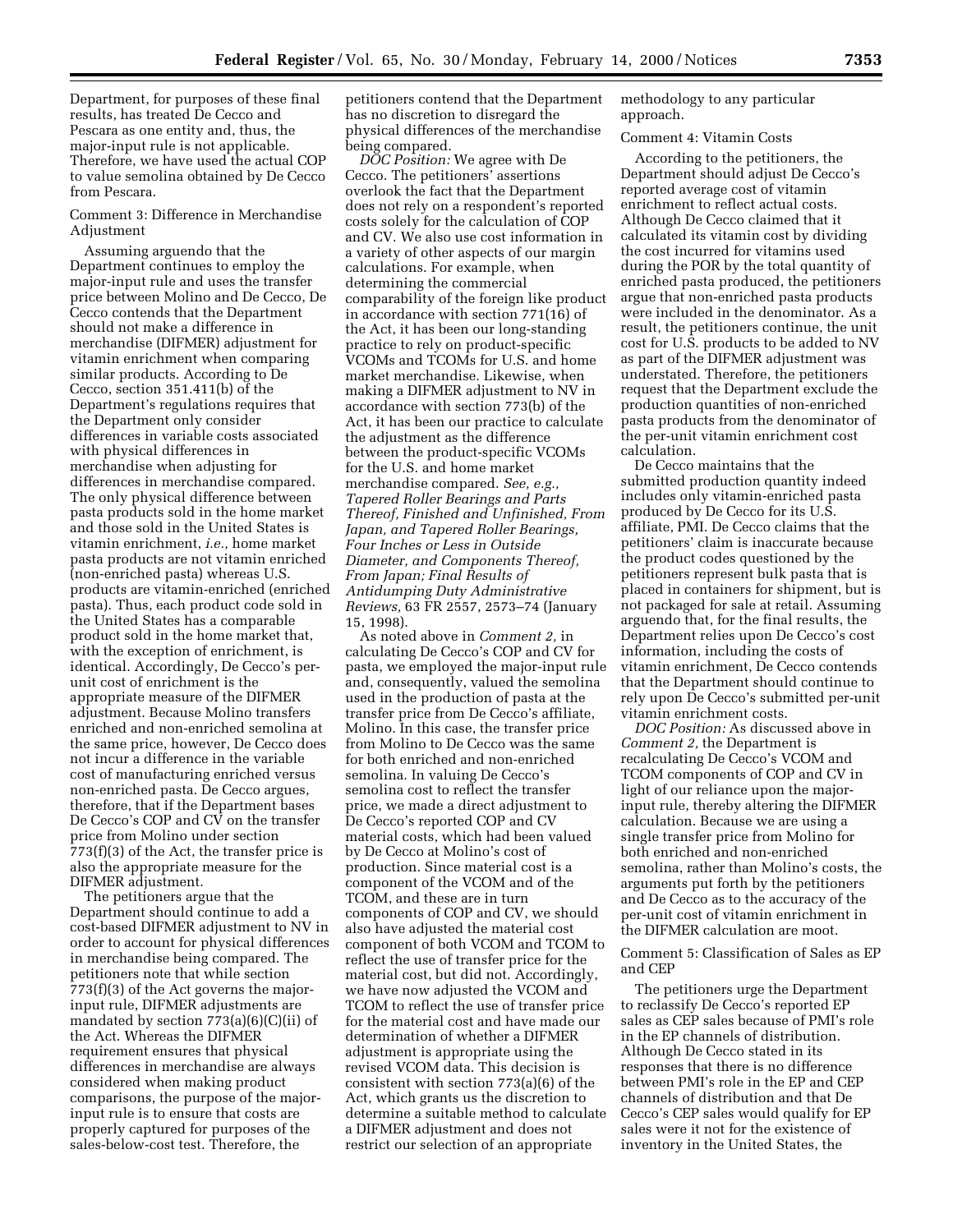Department, for purposes of these final results, has treated De Cecco and Pescara as one entity and, thus, the major-input rule is not applicable. Therefore, we have used the actual COP to value semolina obtained by De Cecco from Pescara.

Comment 3: Difference in Merchandise Adjustment

Assuming arguendo that the Department continues to employ the major-input rule and uses the transfer price between Molino and De Cecco, De Cecco contends that the Department should not make a difference in merchandise (DIFMER) adjustment for vitamin enrichment when comparing similar products. According to De Cecco, section 351.411(b) of the Department's regulations requires that the Department only consider differences in variable costs associated with physical differences in merchandise when adjusting for differences in merchandise compared. The only physical difference between pasta products sold in the home market and those sold in the United States is vitamin enrichment, *i.e.,* home market pasta products are not vitamin enriched (non-enriched pasta) whereas U.S. products are vitamin-enriched (enriched pasta). Thus, each product code sold in the United States has a comparable product sold in the home market that, with the exception of enrichment, is identical. Accordingly, De Cecco's per-unit cost of enrichment is the appropriate measure of the DIFMER adjustment. Because Molino transfers enriched and non-enriched semolina at the same price, however, De Cecco does not incur a difference in the variable cost of manufacturing enriched versus non-enriched pasta. De Cecco argues, therefore, that if the Department bases De Cecco's COP and CV on the transfer price from Molino under section 773(f)(3) of the Act, the transfer price is also the appropriate measure for the DIFMER adjustment.

The petitioners argue that the Department should continue to add a cost-based DIFMER adjustment to NV in order to account for physical differences in merchandise being compared. The petitioners note that while section 773(f)(3) of the Act governs the major-input rule, DIFMER adjustments are mandated by section 773(a)(6)(C)(ii) of the Act. Whereas the DIFMER requirement ensures that physical differences in merchandise are always considered when making product comparisons, the purpose of the major-input rule is to ensure that costs are properly captured for purposes of the sales-below-cost test. Therefore, the petitioners contend that the Department has no discretion to disregard the physical differences of the merchandise being compared.

*DOC Position:* We agree with De Cecco. The petitioners' assertions overlook the fact that the Department does not rely on a respondent's reported costs solely for the calculation of COP and CV. We also use cost information in a variety of other aspects of our margin calculations. For example, when determining the commercial comparability of the foreign like product in accordance with section 771(16) of the Act, it has been our long-standing practice to rely on product-specific VCOMs and TCOMs for U.S. and home market merchandise. Likewise, when making a DIFMER adjustment to NV in accordance with section 773(b) of the Act, it has been our practice to calculate the adjustment as the difference between the product-specific VCOMs for the U.S. and home market merchandise compared. *See, e.g., Tapered Roller Bearings and Parts Thereof, Finished and Unfinished, From Japan, and Tapered Roller Bearings, Four Inches or Less in Outside Diameter, and Components Thereof, From Japan; Final Results of Antidumping Duty Administrative Reviews,* 63 FR 2557, 2573–74 (January 15, 1998).

As noted above in *Comment 2,* in calculating De Cecco's COP and CV for pasta, we employed the major-input rule and, consequently, valued the semolina used in the production of pasta at the transfer price from De Cecco's affiliate, Molino. In this case, the transfer price from Molino to De Cecco was the same for both enriched and non-enriched semolina. In valuing De Cecco's semolina cost to reflect the transfer price, we made a direct adjustment to De Cecco's reported COP and CV material costs, which had been valued by De Cecco at Molino's cost of production. Since material cost is a component of the VCOM and of the TCOM, and these are in turn components of COP and CV, we should also have adjusted the material cost component of both VCOM and TCOM to reflect the use of transfer price for the material cost, but did not. Accordingly, we have now adjusted the VCOM and TCOM to reflect the use of transfer price for the material cost and have made our determination of whether a DIFMER adjustment is appropriate using the revised VCOM data. This decision is consistent with section 773(a)(6) of the Act, which grants us the discretion to determine a suitable method to calculate a DIFMER adjustment and does not restrict our selection of an appropriate methodology to any particular approach.

Comment 4: Vitamin Costs

According to the petitioners, the Department should adjust De Cecco's reported average cost of vitamin enrichment to reflect actual costs. Although De Cecco claimed that it calculated its vitamin cost by dividing the cost incurred for vitamins used during the POR by the total quantity of enriched pasta produced, the petitioners argue that non-enriched pasta products were included in the denominator. As a result, the petitioners continue, the unit cost for U.S. products to be added to NV as part of the DIFMER adjustment was understated. Therefore, the petitioners request that the Department exclude the production quantities of non-enriched pasta products from the denominator of the per-unit vitamin enrichment cost calculation.

De Cecco maintains that the submitted production quantity indeed includes only vitamin-enriched pasta produced by De Cecco for its U.S. affiliate, PMI. De Cecco claims that the petitioners' claim is inaccurate because the product codes questioned by the petitioners represent bulk pasta that is placed in containers for shipment, but is not packaged for sale at retail. Assuming arguendo that, for the final results, the Department relies upon De Cecco's cost information, including the costs of vitamin enrichment, De Cecco contends that the Department should continue to rely upon De Cecco's submitted per-unit vitamin enrichment costs.

*DOC Position:* As discussed above in *Comment 2,* the Department is recalculating De Cecco's VCOM and TCOM components of COP and CV in light of our reliance upon the major-input rule, thereby altering the DIFMER calculation. Because we are using a single transfer price from Molino for both enriched and non-enriched semolina, rather than Molino's costs, the arguments put forth by the petitioners and De Cecco as to the accuracy of the per-unit cost of vitamin enrichment in the DIFMER calculation are moot.

Comment 5: Classification of Sales as EP and CEP

The petitioners urge the Department to reclassify De Cecco's reported EP sales as CEP sales because of PMI's role in the EP channels of distribution. Although De Cecco stated in its responses that there is no difference between PMI's role in the EP and CEP channels of distribution and that De Cecco's CEP sales would qualify for EP sales were it not for the existence of inventory in the United States, the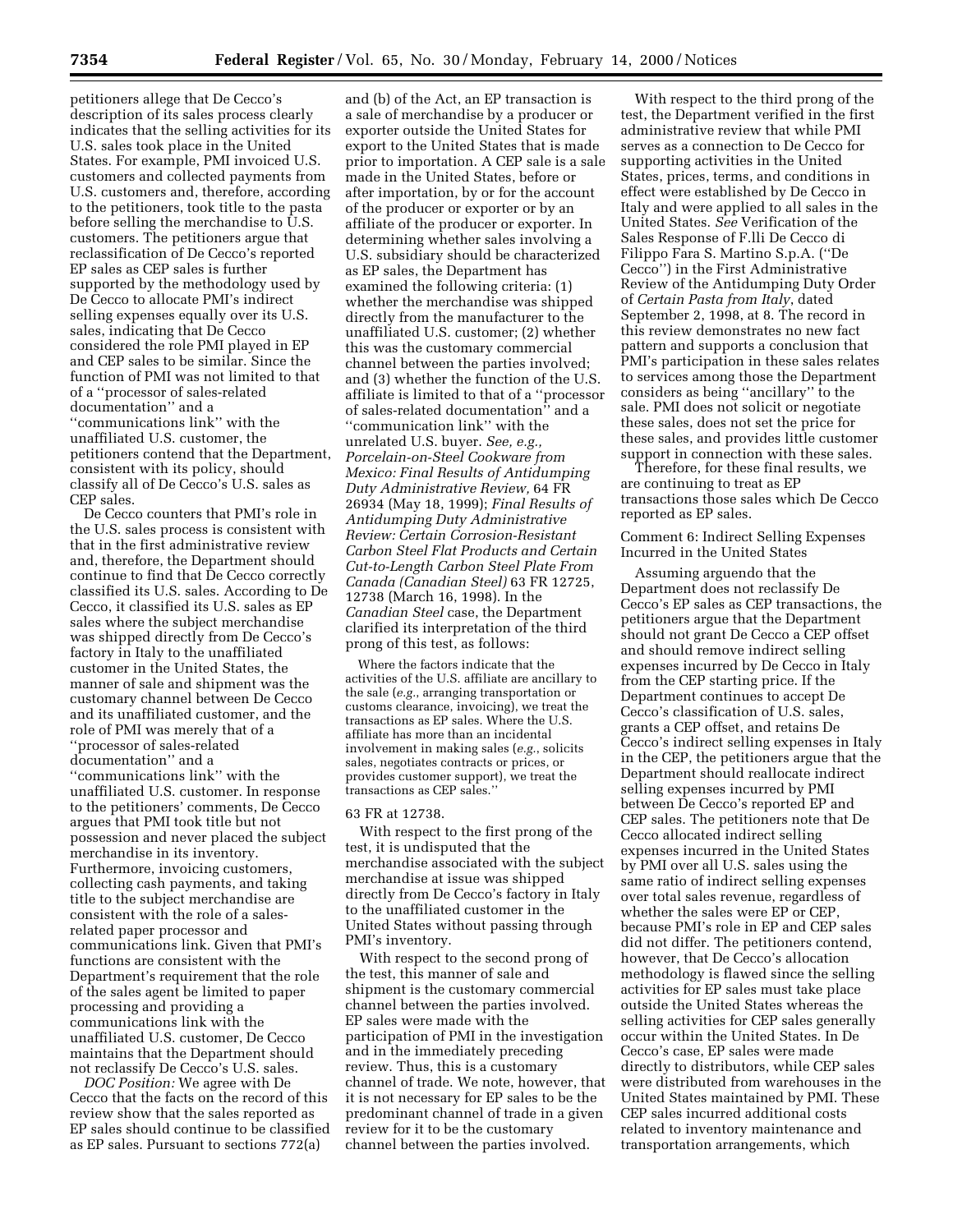petitioners allege that De Cecco's description of its sales process clearly indicates that the selling activities for its U.S. sales took place in the United States. For example, PMI invoiced U.S. customers and collected payments from U.S. customers and, therefore, according to the petitioners, took title to the pasta before selling the merchandise to U.S. customers. The petitioners argue that reclassification of De Cecco's reported EP sales as CEP sales is further supported by the methodology used by De Cecco to allocate PMI's indirect selling expenses equally over its U.S. sales, indicating that De Cecco considered the role PMI played in EP and CEP sales to be similar. Since the function of PMI was not limited to that of a ''processor of sales-related documentation'' and a ''communications link'' with the unaffiliated U.S. customer, the petitioners contend that the Department, consistent with its policy, should classify all of De Cecco's U.S. sales as CEP sales.

De Cecco counters that PMI's role in the U.S. sales process is consistent with that in the first administrative review and, therefore, the Department should continue to find that De Cecco correctly classified its U.S. sales. According to De Cecco, it classified its U.S. sales as EP sales where the subject merchandise was shipped directly from De Cecco's factory in Italy to the unaffiliated customer in the United States, the manner of sale and shipment was the customary channel between De Cecco and its unaffiliated customer, and the role of PMI was merely that of a ''processor of sales-related documentation'' and a ''communications link'' with the unaffiliated U.S. customer. In response to the petitioners' comments, De Cecco argues that PMI took title but not possession and never placed the subject merchandise in its inventory. Furthermore, invoicing customers, collecting cash payments, and taking title to the subject merchandise are consistent with the role of a sales-related paper processor and communications link. Given that PMI's functions are consistent with the Department's requirement that the role of the sales agent be limited to paper processing and providing a communications link with the unaffiliated U.S. customer, De Cecco maintains that the Department should not reclassify De Cecco's U.S. sales.

*DOC Position:* We agree with De Cecco that the facts on the record of this review show that the sales reported as EP sales should continue to be classified as EP sales. Pursuant to sections 772(a) and (b) of the Act, an EP transaction is a sale of merchandise by a producer or exporter outside the United States for export to the United States that is made prior to importation. A CEP sale is a sale made in the United States, before or after importation, by or for the account of the producer or exporter or by an affiliate of the producer or exporter. In determining whether sales involving a U.S. subsidiary should be characterized as EP sales, the Department has examined the following criteria: (1) whether the merchandise was shipped directly from the manufacturer to the unaffiliated U.S. customer; (2) whether this was the customary commercial channel between the parties involved; and (3) whether the function of the U.S. affiliate is limited to that of a ''processor of sales-related documentation'' and a ''communication link'' with the unrelated U.S. buyer. *See, e.g., Porcelain-on-Steel Cookware from Mexico: Final Results of Antidumping Duty Administrative Review,* 64 FR 26934 (May 18, 1999); *Final Results of Antidumping Duty Administrative Review: Certain Corrosion-Resistant Carbon Steel Flat Products and Certain Cut-to-Length Carbon Steel Plate From Canada (Canadian Steel)* 63 FR 12725, 12738 (March 16, 1998). In the *Canadian Steel* case, the Department clarified its interpretation of the third prong of this test, as follows:

> Where the factors indicate that the activities of the U.S. affiliate are ancillary to the sale (*e.g.*, arranging transportation or customs clearance, invoicing), we treat the transactions as EP sales. Where the U.S. affiliate has more than an incidental involvement in making sales (*e.g.*, solicits sales, negotiates contracts or prices, or provides customer support), we treat the transactions as CEP sales.''

63 FR at 12738.

With respect to the first prong of the test, it is undisputed that the merchandise associated with the subject merchandise at issue was shipped directly from De Cecco's factory in Italy to the unaffiliated customer in the United States without passing through PMI's inventory.

With respect to the second prong of the test, this manner of sale and shipment is the customary commercial channel between the parties involved. EP sales were made with the participation of PMI in the investigation and in the immediately preceding review. Thus, this is a customary channel of trade. We note, however, that it is not necessary for EP sales to be the predominant channel of trade in a given review for it to be the customary channel between the parties involved.

With respect to the third prong of the test, the Department verified in the first administrative review that while PMI serves as a connection to De Cecco for supporting activities in the United States, prices, terms, and conditions in effect were established by De Cecco in Italy and were applied to all sales in the United States. *See* Verification of the Sales Response of F.lli De Cecco di Filippo Fara S. Martino S.p.A. (''De Cecco'') in the First Administrative Review of the Antidumping Duty Order of *Certain Pasta from Italy*, dated September 2, 1998, at 8. The record in this review demonstrates no new fact pattern and supports a conclusion that PMI's participation in these sales relates to services among those the Department considers as being ''ancillary'' to the sale. PMI does not solicit or negotiate these sales, does not set the price for these sales, and provides little customer support in connection with these sales.

Therefore, for these final results, we are continuing to treat as EP transactions those sales which De Cecco reported as EP sales.

Comment 6: Indirect Selling Expenses Incurred in the United States

Assuming arguendo that the Department does not reclassify De Cecco's EP sales as CEP transactions, the petitioners argue that the Department should not grant De Cecco a CEP offset and should remove indirect selling expenses incurred by De Cecco in Italy from the CEP starting price. If the Department continues to accept De Cecco's classification of U.S. sales, grants a CEP offset, and retains De Cecco's indirect selling expenses in Italy in the CEP, the petitioners argue that the Department should reallocate indirect selling expenses incurred by PMI between De Cecco's reported EP and CEP sales. The petitioners note that De Cecco allocated indirect selling expenses incurred in the United States by PMI over all U.S. sales using the same ratio of indirect selling expenses over total sales revenue, regardless of whether the sales were EP or CEP, because PMI's role in EP and CEP sales did not differ. The petitioners contend, however, that De Cecco's allocation methodology is flawed since the selling activities for EP sales must take place outside the United States whereas the selling activities for CEP sales generally occur within the United States. In De Cecco's case, EP sales were made directly to distributors, while CEP sales were distributed from warehouses in the United States maintained by PMI. These CEP sales incurred additional costs related to inventory maintenance and transportation arrangements, which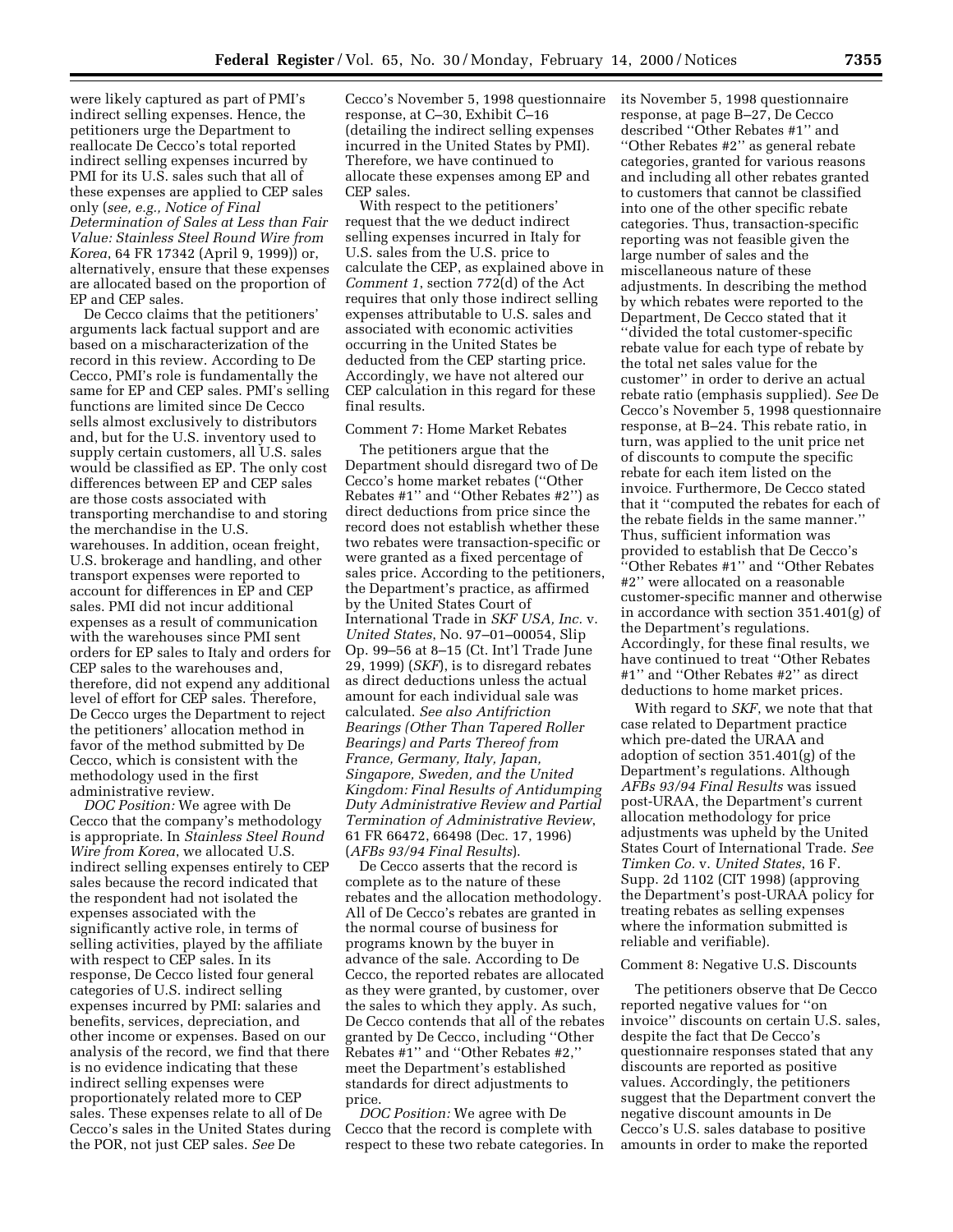were likely captured as part of PMI's indirect selling expenses. Hence, the petitioners urge the Department to reallocate De Cecco's total reported indirect selling expenses incurred by PMI for its U.S. sales such that all of these expenses are applied to CEP sales only (*see, e.g., Notice of Final Determination of Sales at Less than Fair Value: Stainless Steel Round Wire from Korea*, 64 FR 17342 (April 9, 1999)) or, alternatively, ensure that these expenses are allocated based on the proportion of EP and CEP sales.

De Cecco claims that the petitioners' arguments lack factual support and are based on a mischaracterization of the record in this review. According to De Cecco, PMI's role is fundamentally the same for EP and CEP sales. PMI's selling functions are limited since De Cecco sells almost exclusively to distributors and, but for the U.S. inventory used to supply certain customers, all U.S. sales would be classified as EP. The only cost differences between EP and CEP sales are those costs associated with transporting merchandise to and storing the merchandise in the U.S. warehouses. In addition, ocean freight, U.S. brokerage and handling, and other transport expenses were reported to account for differences in EP and CEP sales. PMI did not incur additional expenses as a result of communication with the warehouses since PMI sent orders for EP sales to Italy and orders for CEP sales to the warehouses and, therefore, did not expend any additional level of effort for CEP sales. Therefore, De Cecco urges the Department to reject the petitioners' allocation method in favor of the method submitted by De Cecco, which is consistent with the methodology used in the first administrative review.

*DOC Position:* We agree with De Cecco that the company's methodology is appropriate. In *Stainless Steel Round Wire from Korea*, we allocated U.S. indirect selling expenses entirely to CEP sales because the record indicated that the respondent had not isolated the expenses associated with the significantly active role, in terms of selling activities, played by the affiliate with respect to CEP sales. In its response, De Cecco listed four general categories of U.S. indirect selling expenses incurred by PMI: salaries and benefits, services, depreciation, and other income or expenses. Based on our analysis of the record, we find that there is no evidence indicating that these indirect selling expenses were proportionately related more to CEP sales. These expenses relate to all of De Cecco's sales in the United States during the POR, not just CEP sales. *See* De Cecco's November 5, 1998 questionnaire response, at C–30, Exhibit C–16 (detailing the indirect selling expenses incurred in the United States by PMI). Therefore, we have continued to allocate these expenses among EP and CEP sales.

With respect to the petitioners' request that the we deduct indirect selling expenses incurred in Italy for U.S. sales from the U.S. price to calculate the CEP, as explained above in *Comment 1*, section 772(d) of the Act requires that only those indirect selling expenses attributable to U.S. sales and associated with economic activities occurring in the United States be deducted from the CEP starting price. Accordingly, we have not altered our CEP calculation in this regard for these final results.

Comment 7: Home Market Rebates

The petitioners argue that the Department should disregard two of De Cecco's home market rebates (''Other Rebates #1'' and ''Other Rebates #2'') as direct deductions from price since the record does not establish whether these two rebates were transaction-specific or were granted as a fixed percentage of sales price. According to the petitioners, the Department's practice, as affirmed by the United States Court of International Trade in *SKF USA, Inc.* v. *United States*, No. 97–01–00054, Slip Op. 99–56 at 8–15 (Ct. Int'l Trade June 29, 1999) (*SKF*), is to disregard rebates as direct deductions unless the actual amount for each individual sale was calculated. *See also Antifriction Bearings (Other Than Tapered Roller Bearings) and Parts Thereof from France, Germany, Italy, Japan, Singapore, Sweden, and the United Kingdom: Final Results of Antidumping Duty Administrative Review and Partial Termination of Administrative Review*, 61 FR 66472, 66498 (Dec. 17, 1996) (*AFBs 93/94 Final Results*).

De Cecco asserts that the record is complete as to the nature of these rebates and the allocation methodology. All of De Cecco's rebates are granted in the normal course of business for programs known by the buyer in advance of the sale. According to De Cecco, the reported rebates are allocated as they were granted, by customer, over the sales to which they apply. As such, De Cecco contends that all of the rebates granted by De Cecco, including ''Other Rebates #1'' and ''Other Rebates #2,'' meet the Department's established standards for direct adjustments to price.

*DOC Position:* We agree with De Cecco that the record is complete with respect to these two rebate categories. In its November 5, 1998 questionnaire response, at page B–27, De Cecco described ''Other Rebates #1'' and ''Other Rebates #2'' as general rebate categories, granted for various reasons and including all other rebates granted to customers that cannot be classified into one of the other specific rebate categories. Thus, transaction-specific reporting was not feasible given the large number of sales and the miscellaneous nature of these adjustments. In describing the method by which rebates were reported to the Department, De Cecco stated that it ''divided the total customer-specific rebate value for each type of rebate by the total net sales value for the customer'' in order to derive an actual rebate ratio (emphasis supplied). *See* De Cecco's November 5, 1998 questionnaire response, at B–24. This rebate ratio, in turn, was applied to the unit price net of discounts to compute the specific rebate for each item listed on the invoice. Furthermore, De Cecco stated that it ''computed the rebates for each of the rebate fields in the same manner.'' Thus, sufficient information was provided to establish that De Cecco's ''Other Rebates #1'' and ''Other Rebates #2'' were allocated on a reasonable customer-specific manner and otherwise in accordance with section 351.401(g) of the Department's regulations. Accordingly, for these final results, we have continued to treat ''Other Rebates #1'' and ''Other Rebates #2'' as direct deductions to home market prices.

With regard to *SKF*, we note that that case related to Department practice which pre-dated the URAA and adoption of section 351.401(g) of the Department's regulations. Although *AFBs 93/94 Final Results* was issued post-URAA, the Department's current allocation methodology for price adjustments was upheld by the United States Court of International Trade. *See Timken Co.* v. *United States*, 16 F. Supp. 2d 1102 (CIT 1998) (approving the Department's post-URAA policy for treating rebates as selling expenses where the information submitted is reliable and verifiable).

Comment 8: Negative U.S. Discounts

The petitioners observe that De Cecco reported negative values for ''on invoice'' discounts on certain U.S. sales, despite the fact that De Cecco's questionnaire responses stated that any discounts are reported as positive values. Accordingly, the petitioners suggest that the Department convert the negative discount amounts in De Cecco's U.S. sales database to positive amounts in order to make the reported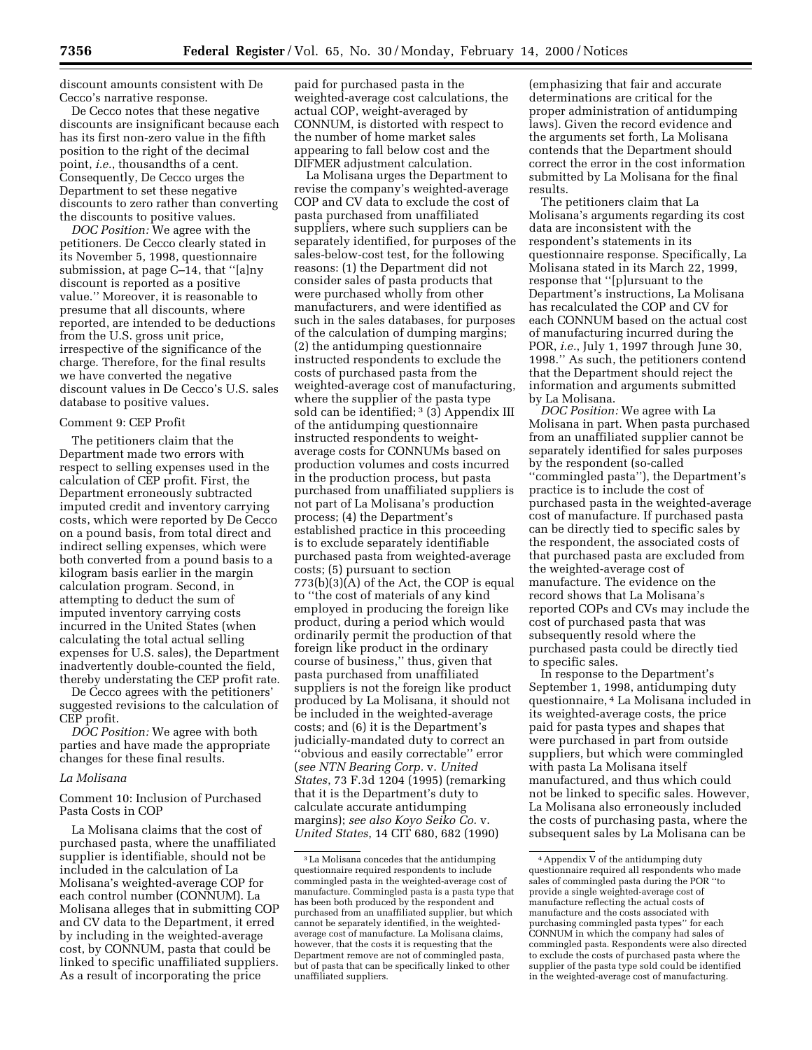discount amounts consistent with De Cecco's narrative response.

De Cecco notes that these negative discounts are insignificant because each has its first non-zero value in the fifth position to the right of the decimal point, *i.e.*, thousandths of a cent. Consequently, De Cecco urges the Department to set these negative discounts to zero rather than converting the discounts to positive values.

*DOC Position:* We agree with the petitioners. De Cecco clearly stated in its November 5, 1998, questionnaire submission, at page C–14, that ''[a]ny discount is reported as a positive value.'' Moreover, it is reasonable to presume that all discounts, where reported, are intended to be deductions from the U.S. gross unit price, irrespective of the significance of the charge. Therefore, for the final results we have converted the negative discount values in De Cecco's U.S. sales database to positive values.

Comment 9: CEP Profit

The petitioners claim that the Department made two errors with respect to selling expenses used in the calculation of CEP profit. First, the Department erroneously subtracted imputed credit and inventory carrying costs, which were reported by De Cecco on a pound basis, from total direct and indirect selling expenses, which were both converted from a pound basis to a kilogram basis earlier in the margin calculation program. Second, in attempting to deduct the sum of imputed inventory carrying costs incurred in the United States (when calculating the total actual selling expenses for U.S. sales), the Department inadvertently double-counted the field, thereby understating the CEP profit rate.

De Cecco agrees with the petitioners' suggested revisions to the calculation of CEP profit.

*DOC Position:* We agree with both parties and have made the appropriate changes for these final results.

*La Molisana*

Comment 10: Inclusion of Purchased Pasta Costs in COP

La Molisana claims that the cost of purchased pasta, where the unaffiliated supplier is identifiable, should not be included in the calculation of La Molisana's weighted-average COP for each control number (CONNUM). La Molisana alleges that in submitting COP and CV data to the Department, it erred by including in the weighted-average cost, by CONNUM, pasta that could be linked to specific unaffiliated suppliers. As a result of incorporating the price paid for purchased pasta in the weighted-average cost calculations, the actual COP, weight-averaged by CONNUM, is distorted with respect to the number of home market sales appearing to fall below cost and the DIFMER adjustment calculation.

La Molisana urges the Department to revise the company's weighted-average COP and CV data to exclude the cost of pasta purchased from unaffiliated suppliers, where such suppliers can be separately identified, for purposes of the sales-below-cost test, for the following reasons: (1) the Department did not consider sales of pasta products that were purchased wholly from other manufacturers, and were identified as such in the sales databases, for purposes of the calculation of dumping margins; (2) the antidumping questionnaire instructed respondents to exclude the costs of purchased pasta from the weighted-average cost of manufacturing, where the supplier of the pasta type sold can be identified; [3] (3) Appendix III of the antidumping questionnaire instructed respondents to weight-average costs for CONNUMs based on production volumes and costs incurred in the production process, but pasta purchased from unaffiliated suppliers is not part of La Molisana's production process; (4) the Department's established practice in this proceeding is to exclude separately identifiable purchased pasta from weighted-average costs; (5) pursuant to section 773(b)(3)(A) of the Act, the COP is equal to ''the cost of materials of any kind employed in producing the foreign like product, during a period which would ordinarily permit the production of that foreign like product in the ordinary course of business,'' thus, given that pasta purchased from unaffiliated suppliers is not the foreign like product produced by La Molisana, it should not be included in the weighted-average costs; and (6) it is the Department's judicially-mandated duty to correct an ''obvious and easily correctable'' error (*see NTN Bearing Corp.* v. *United States*, 73 F.3d 1204 (1995) (remarking that it is the Department's duty to calculate accurate antidumping margins); *see also Koyo Seiko Co.* v. *United States*, 14 CIT 680, 682 (1990) (emphasizing that fair and accurate determinations are critical for the proper administration of antidumping laws). Given the record evidence and the arguments set forth, La Molisana contends that the Department should correct the error in the cost information submitted by La Molisana for the final results.

The petitioners claim that La Molisana's arguments regarding its cost data are inconsistent with the respondent's statements in its questionnaire response. Specifically, La Molisana stated in its March 22, 1999, response that ''[p]ursuant to the Department's instructions, La Molisana has recalculated the COP and CV for each CONNUM based on the actual cost of manufacturing incurred during the POR, *i.e.*, July 1, 1997 through June 30, 1998.'' As such, the petitioners contend that the Department should reject the information and arguments submitted by La Molisana.

*DOC Position:* We agree with La Molisana in part. When pasta purchased from an unaffiliated supplier cannot be separately identified for sales purposes by the respondent (so-called ''commingled pasta''), the Department's practice is to include the cost of purchased pasta in the weighted-average cost of manufacture. If purchased pasta can be directly tied to specific sales by the respondent, the associated costs of that purchased pasta are excluded from the weighted-average cost of manufacture. The evidence on the record shows that La Molisana's reported COPs and CVs may include the cost of purchased pasta that was subsequently resold where the purchased pasta could be directly tied to specific sales.

In response to the Department's September 1, 1998, antidumping duty questionnaire, [4] La Molisana included in its weighted-average costs, the price paid for pasta types and shapes that were purchased in part from outside suppliers, but which were commingled with pasta La Molisana itself manufactured, and thus which could not be linked to specific sales. However, La Molisana also erroneously included the costs of purchasing pasta, where the subsequent sales by La Molisana can be

[3] La Molisana concedes that the antidumping questionnaire required respondents to include commingled pasta in the weighted-average cost of manufacture. Commingled pasta is a pasta type that has been both produced by the respondent and purchased from an unaffiliated supplier, but which cannot be separately identified, in the weighted-average cost of manufacture. La Molisana claims, however, that the costs it is requesting that the Department remove are not of commingled pasta, but of pasta that can be specifically linked to other unaffiliated suppliers.

[4] Appendix V of the antidumping duty questionnaire required all respondents who made sales of commingled pasta during the POR ''to provide a single weighted-average cost of manufacture reflecting the actual costs of manufacture and the costs associated with purchasing commingled pasta types'' for each CONNUM in which the company had sales of commingled pasta. Respondents were also directed to exclude the costs of purchased pasta where the supplier of the pasta type sold could be identified in the weighted-average cost of manufacturing.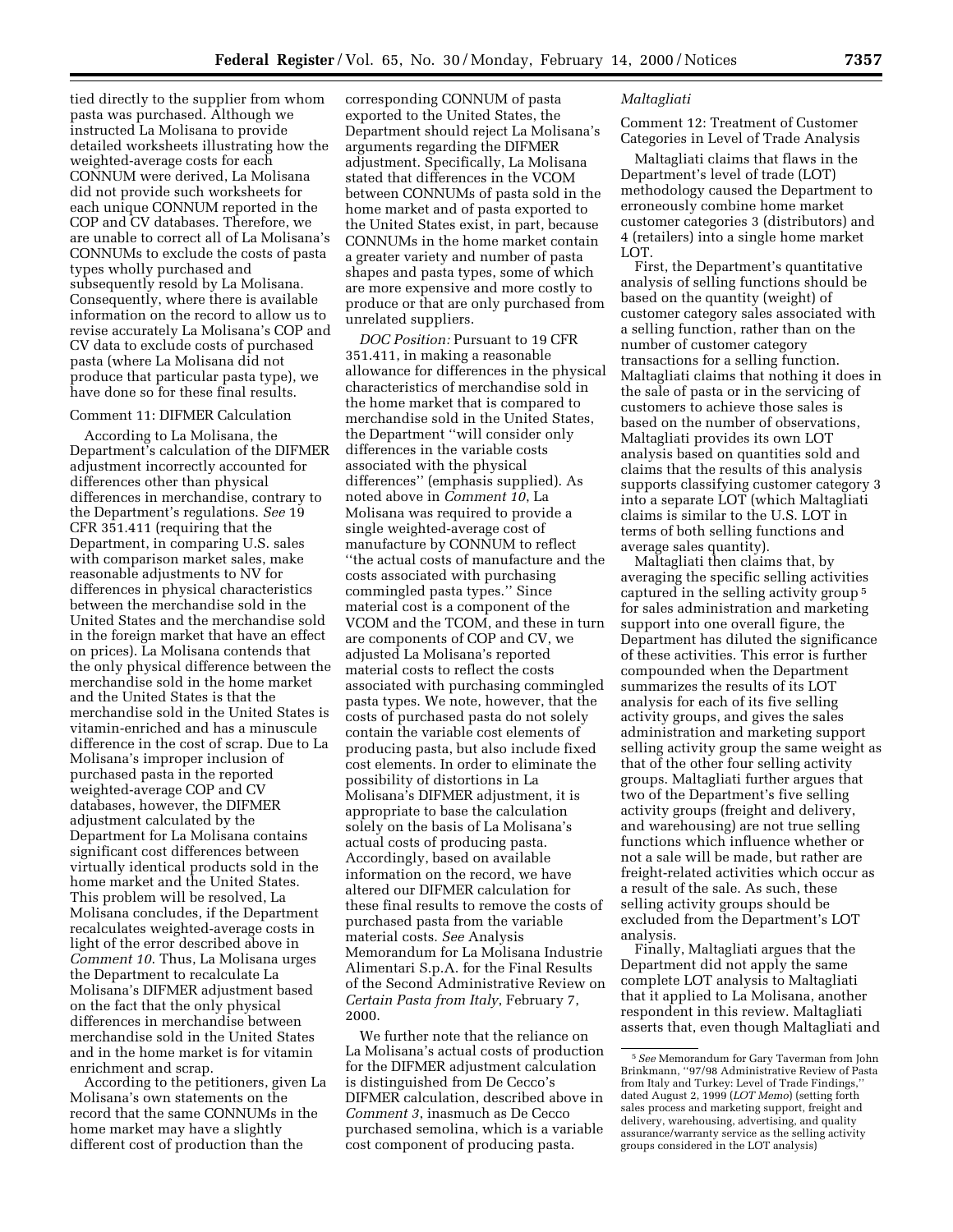tied directly to the supplier from whom pasta was purchased. Although we instructed La Molisana to provide detailed worksheets illustrating how the weighted-average costs for each CONNUM were derived, La Molisana did not provide such worksheets for each unique CONNUM reported in the COP and CV databases. Therefore, we are unable to correct all of La Molisana's CONNUMs to exclude the costs of pasta types wholly purchased and subsequently resold by La Molisana. Consequently, where there is available information on the record to allow us to revise accurately La Molisana's COP and CV data to exclude costs of purchased pasta (where La Molisana did not produce that particular pasta type), we have done so for these final results.

Comment 11: DIFMER Calculation

According to La Molisana, the Department's calculation of the DIFMER adjustment incorrectly accounted for differences other than physical differences in merchandise, contrary to the Department's regulations. *See* 19 CFR 351.411 (requiring that the Department, in comparing U.S. sales with comparison market sales, make reasonable adjustments to NV for differences in physical characteristics between the merchandise sold in the United States and the merchandise sold in the foreign market that have an effect on prices). La Molisana contends that the only physical difference between the merchandise sold in the home market and the United States is that the merchandise sold in the United States is vitamin-enriched and has a minuscule difference in the cost of scrap. Due to La Molisana's improper inclusion of purchased pasta in the reported weighted-average COP and CV databases, however, the DIFMER adjustment calculated by the Department for La Molisana contains significant cost differences between virtually identical products sold in the home market and the United States. This problem will be resolved, La Molisana concludes, if the Department recalculates weighted-average costs in light of the error described above in *Comment 10*. Thus, La Molisana urges the Department to recalculate La Molisana's DIFMER adjustment based on the fact that the only physical differences in merchandise between merchandise sold in the United States and in the home market is for vitamin enrichment and scrap.

According to the petitioners, given La Molisana's own statements on the record that the same CONNUMs in the home market may have a slightly different cost of production than the corresponding CONNUM of pasta exported to the United States, the Department should reject La Molisana's arguments regarding the DIFMER adjustment. Specifically, La Molisana stated that differences in the VCOM between CONNUMs of pasta sold in the home market and of pasta exported to the United States exist, in part, because CONNUMs in the home market contain a greater variety and number of pasta shapes and pasta types, some of which are more expensive and more costly to produce or that are only purchased from unrelated suppliers.

*DOC Position:* Pursuant to 19 CFR 351.411, in making a reasonable allowance for differences in the physical characteristics of merchandise sold in the home market that is compared to merchandise sold in the United States, the Department "will consider only differences in the variable costs associated with the physical differences" (emphasis supplied). As noted above in *Comment 10*, La Molisana was required to provide a single weighted-average cost of manufacture by CONNUM to reflect "the actual costs of manufacture and the costs associated with purchasing commingled pasta types." Since material cost is a component of the VCOM and the TCOM, and these in turn are components of COP and CV, we adjusted La Molisana's reported material costs to reflect the costs associated with purchasing commingled pasta types. We note, however, that the costs of purchased pasta do not solely contain the variable cost elements of producing pasta, but also include fixed cost elements. In order to eliminate the possibility of distortions in La Molisana's DIFMER adjustment, it is appropriate to base the calculation solely on the basis of La Molisana's actual costs of producing pasta. Accordingly, based on available information on the record, we have altered our DIFMER calculation for these final results to remove the costs of purchased pasta from the variable material costs. *See* Analysis Memorandum for La Molisana Industrie Alimentari S.p.A. for the Final Results of the Second Administrative Review on *Certain Pasta from Italy*, February 7, 2000.

We further note that the reliance on La Molisana's actual costs of production for the DIFMER adjustment calculation is distinguished from De Cecco's DIFMER calculation, described above in *Comment 3*, inasmuch as De Cecco purchased semolina, which is a variable cost component of producing pasta.

*Maltagliati*

Comment 12: Treatment of Customer Categories in Level of Trade Analysis

Maltagliati claims that flaws in the Department's level of trade (LOT) methodology caused the Department to erroneously combine home market customer categories 3 (distributors) and 4 (retailers) into a single home market LOT.

First, the Department's quantitative analysis of selling functions should be based on the quantity (weight) of customer category sales associated with a selling function, rather than on the number of customer category transactions for a selling function. Maltagliati claims that nothing it does in the sale of pasta or in the servicing of customers to achieve those sales is based on the number of observations, Maltagliati provides its own LOT analysis based on quantities sold and claims that the results of this analysis supports classifying customer category 3 into a separate LOT (which Maltagliati claims is similar to the U.S. LOT in terms of both selling functions and average sales quantity).

Maltagliati then claims that, by averaging the specific selling activities captured in the selling activity group [5] for sales administration and marketing support into one overall figure, the Department has diluted the significance of these activities. This error is further compounded when the Department summarizes the results of its LOT analysis for each of its five selling activity groups, and gives the sales administration and marketing support selling activity group the same weight as that of the other four selling activity groups. Maltagliati further argues that two of the Department's five selling activity groups (freight and delivery, and warehousing) are not true selling functions which influence whether or not a sale will be made, but rather are freight-related activities which occur as a result of the sale. As such, these selling activity groups should be excluded from the Department's LOT analysis.

Finally, Maltagliati argues that the Department did not apply the same complete LOT analysis to Maltagliati that it applied to La Molisana, another respondent in this review. Maltagliati asserts that, even though Maltagliati and

[5] *See* Memorandum for Gary Taverman from John Brinkmann, "97/98 Administrative Review of Pasta from Italy and Turkey: Level of Trade Findings," dated August 2, 1999 (*LOT Memo*) (setting forth sales process and marketing support, freight and delivery, warehousing, advertising, and quality assurance/warranty service as the selling activity groups considered in the LOT analysis)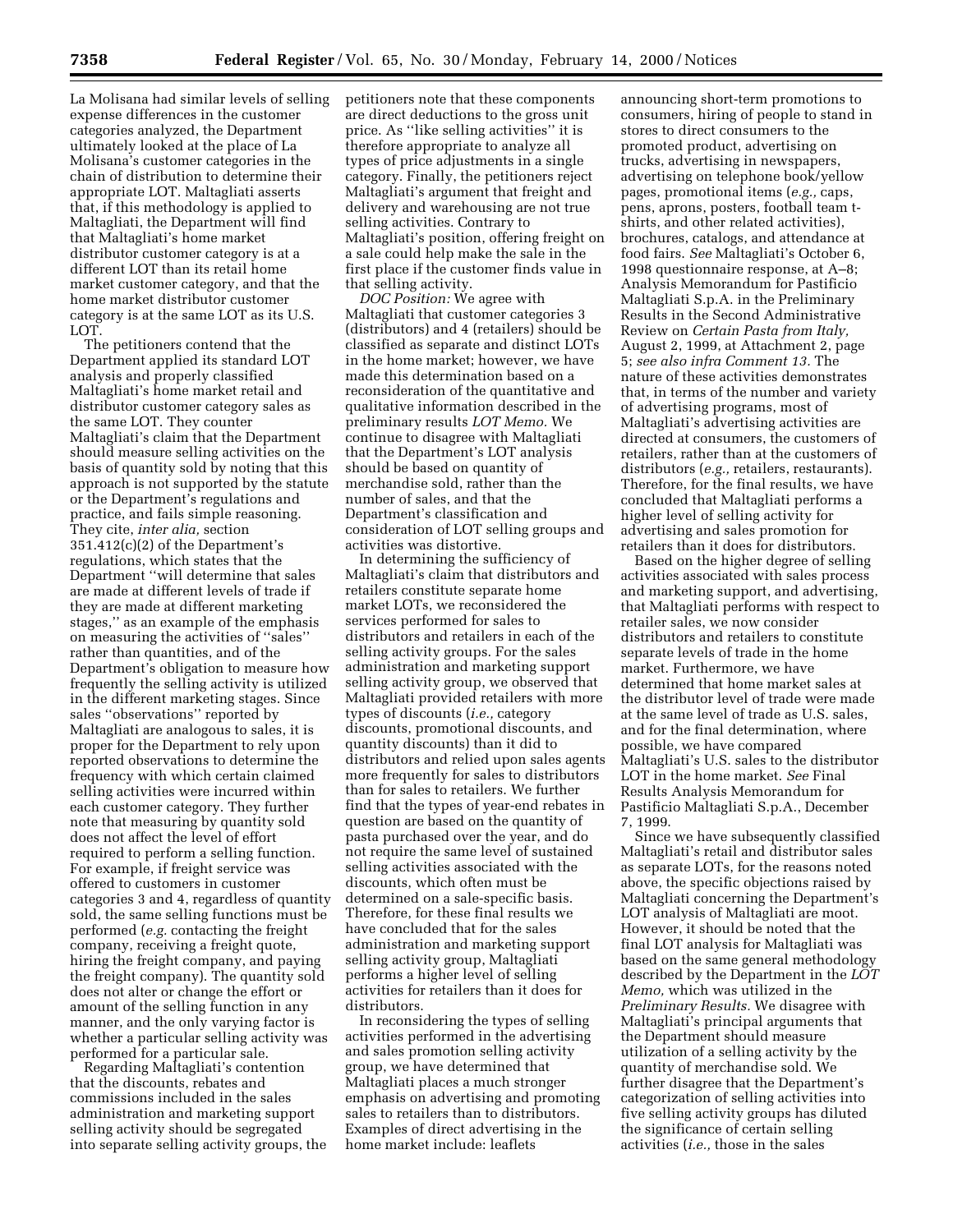La Molisana had similar levels of selling expense differences in the customer categories analyzed, the Department ultimately looked at the place of La Molisana's customer categories in the chain of distribution to determine their appropriate LOT. Maltagliati asserts that, if this methodology is applied to Maltagliati, the Department will find that Maltagliati's home market distributor customer category is at a different LOT than its retail home market customer category, and that the home market distributor customer category is at the same LOT as its U.S. LOT.

The petitioners contend that the Department applied its standard LOT analysis and properly classified Maltagliati's home market retail and distributor customer category sales as the same LOT. They counter Maltagliati's claim that the Department should measure selling activities on the basis of quantity sold by noting that this approach is not supported by the statute or the Department's regulations and practice, and fails simple reasoning. They cite, *inter alia,* section 351.412(c)(2) of the Department's regulations, which states that the Department "will determine that sales are made at different levels of trade if they are made at different marketing stages," as an example of the emphasis on measuring the activities of "sales" rather than quantities, and of the Department's obligation to measure how frequently the selling activity is utilized in the different marketing stages. Since sales "observations" reported by Maltagliati are analogous to sales, it is proper for the Department to rely upon reported observations to determine the frequency with which certain claimed selling activities were incurred within each customer category. They further note that measuring by quantity sold does not affect the level of effort required to perform a selling function. For example, if freight service was offered to customers in customer categories 3 and 4, regardless of quantity sold, the same selling functions must be performed (*e.g.* contacting the freight company, receiving a freight quote, hiring the freight company, and paying the freight company). The quantity sold does not alter or change the effort or amount of the selling function in any manner, and the only varying factor is whether a particular selling activity was performed for a particular sale.

Regarding Maltagliati's contention that the discounts, rebates and commissions included in the sales administration and marketing support selling activity should be segregated into separate selling activity groups, the petitioners note that these components are direct deductions to the gross unit price. As "like selling activities" it is therefore appropriate to analyze all types of price adjustments in a single category. Finally, the petitioners reject Maltagliati's argument that freight and delivery and warehousing are not true selling activities. Contrary to Maltagliati's position, offering freight on a sale could help make the sale in the first place if the customer finds value in that selling activity.

*DOC Position:* We agree with Maltagliati that customer categories 3 (distributors) and 4 (retailers) should be classified as separate and distinct LOTs in the home market; however, we have made this determination based on a reconsideration of the quantitative and qualitative information described in the preliminary results *LOT Memo.* We continue to disagree with Maltagliati that the Department's LOT analysis should be based on quantity of merchandise sold, rather than the number of sales, and that the Department's classification and consideration of LOT selling groups and activities was distortive.

In determining the sufficiency of Maltagliati's claim that distributors and retailers constitute separate home market LOTs, we reconsidered the services performed for sales to distributors and retailers in each of the selling activity groups. For the sales administration and marketing support selling activity group, we observed that Maltagliati provided retailers with more types of discounts (*i.e.,* category discounts, promotional discounts, and quantity discounts) than it did to distributors and relied upon sales agents more frequently for sales to distributors than for sales to retailers. We further find that the types of year-end rebates in question are based on the quantity of pasta purchased over the year, and do not require the same level of sustained selling activities associated with the discounts, which often must be determined on a sale-specific basis. Therefore, for these final results we have concluded that for the sales administration and marketing support selling activity group, Maltagliati performs a higher level of selling activities for retailers than it does for distributors.

In reconsidering the types of selling activities performed in the advertising and sales promotion selling activity group, we have determined that Maltagliati places a much stronger emphasis on advertising and promoting sales to retailers than to distributors. Examples of direct advertising in the home market include: leaflets announcing short-term promotions to consumers, hiring of people to stand in stores to direct consumers to the promoted product, advertising on trucks, advertising in newspapers, advertising on telephone book/yellow pages, promotional items (*e.g.,* caps, pens, aprons, posters, football team t-shirts, and other related activities), brochures, catalogs, and attendance at food fairs. *See* Maltagliati's October 6, 1998 questionnaire response, at A–8; Analysis Memorandum for Pastificio Maltagliati S.p.A. in the Preliminary Results in the Second Administrative Review on *Certain Pasta from Italy,* August 2, 1999, at Attachment 2, page 5; *see also infra Comment 13.* The nature of these activities demonstrates that, in terms of the number and variety of advertising programs, most of Maltagliati's advertising activities are directed at consumers, the customers of retailers, rather than at the customers of distributors (*e.g.,* retailers, restaurants). Therefore, for the final results, we have concluded that Maltagliati performs a higher level of selling activity for advertising and sales promotion for retailers than it does for distributors.

Based on the higher degree of selling activities associated with sales process and marketing support, and advertising, that Maltagliati performs with respect to retailer sales, we now consider distributors and retailers to constitute separate levels of trade in the home market. Furthermore, we have determined that home market sales at the distributor level of trade were made at the same level of trade as U.S. sales, and for the final determination, where possible, we have compared Maltagliati's U.S. sales to the distributor LOT in the home market. *See* Final Results Analysis Memorandum for Pastificio Maltagliati S.p.A., December 7, 1999.

Since we have subsequently classified Maltagliati's retail and distributor sales as separate LOTs, for the reasons noted above, the specific objections raised by Maltagliati concerning the Department's LOT analysis of Maltagliati are moot. However, it should be noted that the final LOT analysis for Maltagliati was based on the same general methodology described by the Department in the *LOT Memo,* which was utilized in the *Preliminary Results.* We disagree with Maltagliati's principal arguments that the Department should measure utilization of a selling activity by the quantity of merchandise sold. We further disagree that the Department's categorization of selling activities into five selling activity groups has diluted the significance of certain selling activities (*i.e.,* those in the sales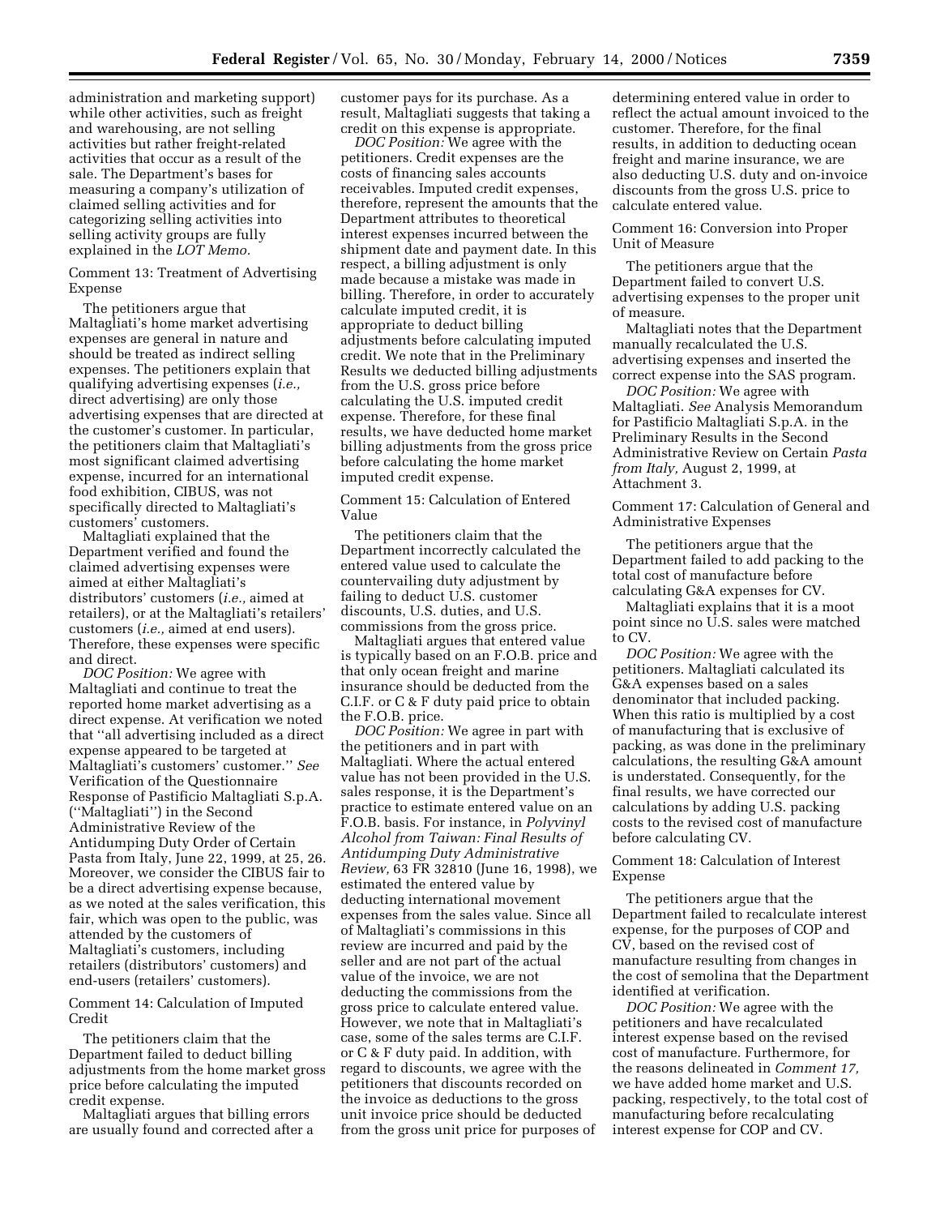administration and marketing support) while other activities, such as freight and warehousing, are not selling activities but rather freight-related activities that occur as a result of the sale. The Department's bases for measuring a company's utilization of claimed selling activities and for categorizing selling activities into selling activity groups are fully explained in the *LOT Memo.*

Comment 13: Treatment of Advertising Expense

The petitioners argue that Maltagliati's home market advertising expenses are general in nature and should be treated as indirect selling expenses. The petitioners explain that qualifying advertising expenses (*i.e.,* direct advertising) are only those advertising expenses that are directed at the customer's customer. In particular, the petitioners claim that Maltagliati's most significant claimed advertising expense, incurred for an international food exhibition, CIBUS, was not specifically directed to Maltagliati's customers' customers.

Maltagliati explained that the Department verified and found the claimed advertising expenses were aimed at either Maltagliati's distributors' customers (*i.e.,* aimed at retailers), or at the Maltagliati's retailers' customers (*i.e.,* aimed at end users). Therefore, these expenses were specific and direct.

*DOC Position:* We agree with Maltagliati and continue to treat the reported home market advertising as a direct expense. At verification we noted that ''all advertising included as a direct expense appeared to be targeted at Maltagliati's customers' customer.'' *See* Verification of the Questionnaire Response of Pastificio Maltagliati S.p.A. (''Maltagliati'') in the Second Administrative Review of the Antidumping Duty Order of Certain Pasta from Italy, June 22, 1999, at 25, 26. Moreover, we consider the CIBUS fair to be a direct advertising expense because, as we noted at the sales verification, this fair, which was open to the public, was attended by the customers of Maltagliati's customers, including retailers (distributors' customers) and end-users (retailers' customers).

Comment 14: Calculation of Imputed Credit

The petitioners claim that the Department failed to deduct billing adjustments from the home market gross price before calculating the imputed credit expense.

Maltagliati argues that billing errors are usually found and corrected after a customer pays for its purchase. As a result, Maltagliati suggests that taking a credit on this expense is appropriate.

*DOC Position:* We agree with the petitioners. Credit expenses are the costs of financing sales accounts receivables. Imputed credit expenses, therefore, represent the amounts that the Department attributes to theoretical interest expenses incurred between the shipment date and payment date. In this respect, a billing adjustment is only made because a mistake was made in billing. Therefore, in order to accurately calculate imputed credit, it is appropriate to deduct billing adjustments before calculating imputed credit. We note that in the Preliminary Results we deducted billing adjustments from the U.S. gross price before calculating the U.S. imputed credit expense. Therefore, for these final results, we have deducted home market billing adjustments from the gross price before calculating the home market imputed credit expense.

Comment 15: Calculation of Entered Value

The petitioners claim that the Department incorrectly calculated the entered value used to calculate the countervailing duty adjustment by failing to deduct U.S. customer discounts, U.S. duties, and U.S. commissions from the gross price.

Maltagliati argues that entered value is typically based on an F.O.B. price and that only ocean freight and marine insurance should be deducted from the C.I.F. or C & F duty paid price to obtain the F.O.B. price.

*DOC Position:* We agree in part with the petitioners and in part with Maltagliati. Where the actual entered value has not been provided in the U.S. sales response, it is the Department's practice to estimate entered value on an F.O.B. basis. For instance, in *Polyvinyl Alcohol from Taiwan: Final Results of Antidumping Duty Administrative Review,* 63 FR 32810 (June 16, 1998), we estimated the entered value by deducting international movement expenses from the sales value. Since all of Maltagliati's commissions in this review are incurred and paid by the seller and are not part of the actual value of the invoice, we are not deducting the commissions from the gross price to calculate entered value. However, we note that in Maltagliati's case, some of the sales terms are C.I.F. or C & F duty paid. In addition, with regard to discounts, we agree with the petitioners that discounts recorded on the invoice as deductions to the gross unit invoice price should be deducted from the gross unit price for purposes of determining entered value in order to reflect the actual amount invoiced to the customer. Therefore, for the final results, in addition to deducting ocean freight and marine insurance, we are also deducting U.S. duty and on-invoice discounts from the gross U.S. price to calculate entered value.

Comment 16: Conversion into Proper Unit of Measure

The petitioners argue that the Department failed to convert U.S. advertising expenses to the proper unit of measure.

Maltagliati notes that the Department manually recalculated the U.S. advertising expenses and inserted the correct expense into the SAS program.

*DOC Position:* We agree with Maltagliati. *See* Analysis Memorandum for Pastificio Maltagliati S.p.A. in the Preliminary Results in the Second Administrative Review on Certain *Pasta from Italy,* August 2, 1999, at Attachment 3.

Comment 17: Calculation of General and Administrative Expenses

The petitioners argue that the Department failed to add packing to the total cost of manufacture before calculating G&A expenses for CV.

Maltagliati explains that it is a moot point since no U.S. sales were matched to CV.

*DOC Position:* We agree with the petitioners. Maltagliati calculated its G&A expenses based on a sales denominator that included packing. When this ratio is multiplied by a cost of manufacturing that is exclusive of packing, as was done in the preliminary calculations, the resulting G&A amount is understated. Consequently, for the final results, we have corrected our calculations by adding U.S. packing costs to the revised cost of manufacture before calculating CV.

Comment 18: Calculation of Interest Expense

The petitioners argue that the Department failed to recalculate interest expense, for the purposes of COP and CV, based on the revised cost of manufacture resulting from changes in the cost of semolina that the Department identified at verification.

*DOC Position:* We agree with the petitioners and have recalculated interest expense based on the revised cost of manufacture. Furthermore, for the reasons delineated in *Comment 17,* we have added home market and U.S. packing, respectively, to the total cost of manufacturing before recalculating interest expense for COP and CV.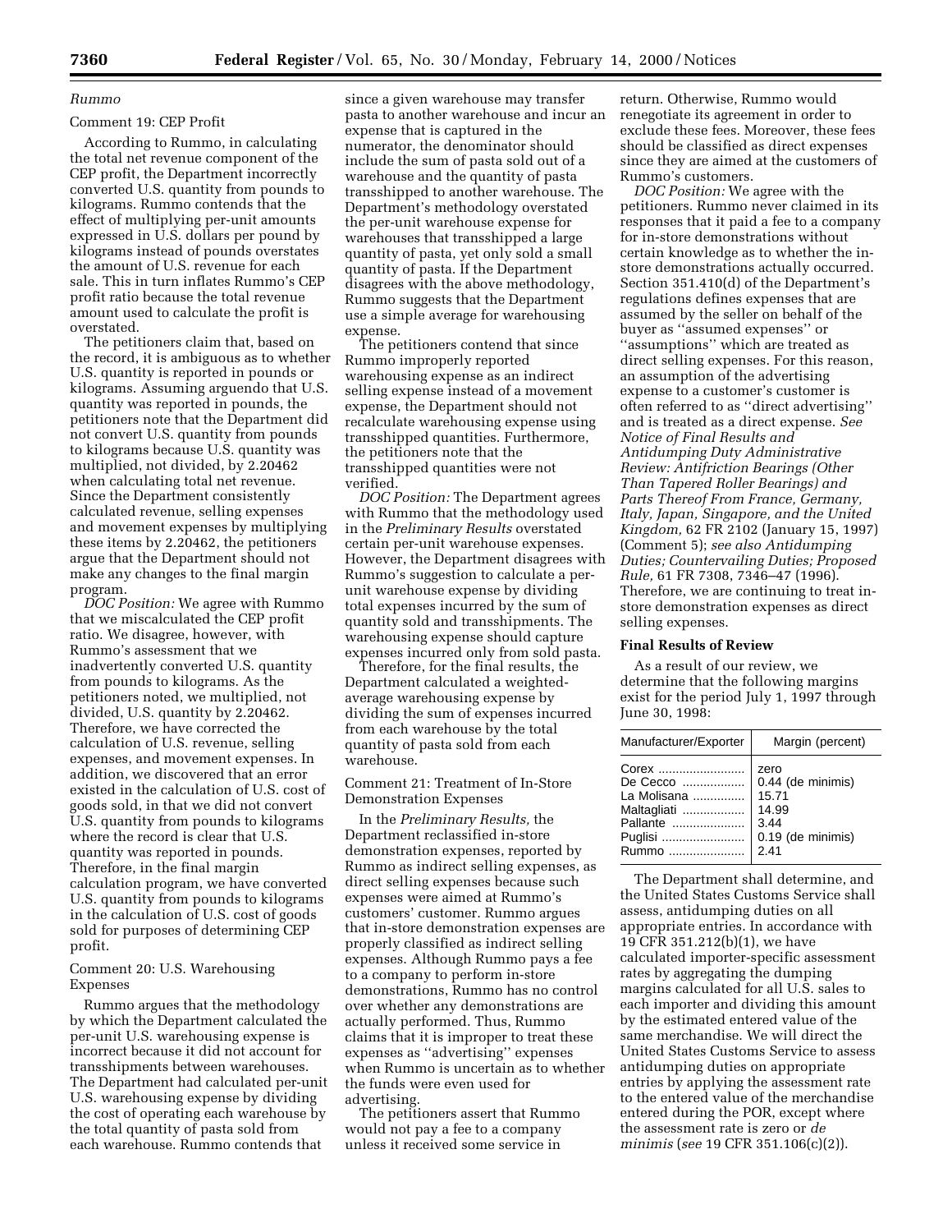*Rummo*

Comment 19: CEP Profit

According to Rummo, in calculating the total net revenue component of the CEP profit, the Department incorrectly converted U.S. quantity from pounds to kilograms. Rummo contends that the effect of multiplying per-unit amounts expressed in U.S. dollars per pound by kilograms instead of pounds overstates the amount of U.S. revenue for each sale. This in turn inflates Rummo's CEP profit ratio because the total revenue amount used to calculate the profit is overstated.

The petitioners claim that, based on the record, it is ambiguous as to whether U.S. quantity is reported in pounds or kilograms. Assuming arguendo that U.S. quantity was reported in pounds, the petitioners note that the Department did not convert U.S. quantity from pounds to kilograms because U.S. quantity was multiplied, not divided, by 2.20462 when calculating total net revenue. Since the Department consistently calculated revenue, selling expenses and movement expenses by multiplying these items by 2.20462, the petitioners argue that the Department should not make any changes to the final margin program.

*DOC Position:* We agree with Rummo that we miscalculated the CEP profit ratio. We disagree, however, with Rummo's assessment that we inadvertently converted U.S. quantity from pounds to kilograms. As the petitioners noted, we multiplied, not divided, U.S. quantity by 2.20462. Therefore, we have corrected the calculation of U.S. revenue, selling expenses, and movement expenses. In addition, we discovered that an error existed in the calculation of U.S. cost of goods sold, in that we did not convert U.S. quantity from pounds to kilograms where the record is clear that U.S. quantity was reported in pounds. Therefore, in the final margin calculation program, we have converted U.S. quantity from pounds to kilograms in the calculation of U.S. cost of goods sold for purposes of determining CEP profit.

Comment 20: U.S. Warehousing Expenses

Rummo argues that the methodology by which the Department calculated the per-unit U.S. warehousing expense is incorrect because it did not account for transshipments between warehouses. The Department had calculated per-unit U.S. warehousing expense by dividing the cost of operating each warehouse by the total quantity of pasta sold from each warehouse. Rummo contends that since a given warehouse may transfer pasta to another warehouse and incur an expense that is captured in the numerator, the denominator should include the sum of pasta sold out of a warehouse and the quantity of pasta transshipped to another warehouse. The Department's methodology overstated the per-unit warehouse expense for warehouses that transshipped a large quantity of pasta, yet only sold a small quantity of pasta. If the Department disagrees with the above methodology, Rummo suggests that the Department use a simple average for warehousing expense.

The petitioners contend that since Rummo improperly reported warehousing expense as an indirect selling expense instead of a movement expense, the Department should not recalculate warehousing expense using transshipped quantities. Furthermore, the petitioners note that the transshipped quantities were not verified.

*DOC Position:* The Department agrees with Rummo that the methodology used in the *Preliminary Results* overstated certain per-unit warehouse expenses. However, the Department disagrees with Rummo's suggestion to calculate a per-unit warehouse expense by dividing total expenses incurred by the sum of quantity sold and transshipments. The warehousing expense should capture expenses incurred only from sold pasta.

Therefore, for the final results, the Department calculated a weighted-average warehousing expense by dividing the sum of expenses incurred from each warehouse by the total quantity of pasta sold from each warehouse.

Comment 21: Treatment of In-Store Demonstration Expenses

In the *Preliminary Results,* the Department reclassified in-store demonstration expenses, reported by Rummo as indirect selling expenses, as direct selling expenses because such expenses were aimed at Rummo's customers' customer. Rummo argues that in-store demonstration expenses are properly classified as indirect selling expenses. Although Rummo pays a fee to a company to perform in-store demonstrations, Rummo has no control over whether any demonstrations are actually performed. Thus, Rummo claims that it is improper to treat these expenses as ''advertising'' expenses when Rummo is uncertain as to whether the funds were even used for advertising.

The petitioners assert that Rummo would not pay a fee to a company unless it received some service in return. Otherwise, Rummo would renegotiate its agreement in order to exclude these fees. Moreover, these fees should be classified as direct expenses since they are aimed at the customers of Rummo's customers.

*DOC Position:* We agree with the petitioners. Rummo never claimed in its responses that it paid a fee to a company for in-store demonstrations without certain knowledge as to whether the in-store demonstrations actually occurred. Section 351.410(d) of the Department's regulations defines expenses that are assumed by the seller on behalf of the buyer as ''assumed expenses'' or ''assumptions'' which are treated as direct selling expenses. For this reason, an assumption of the advertising expense to a customer's customer is often referred to as ''direct advertising'' and is treated as a direct expense. *See Notice of Final Results and Antidumping Duty Administrative Review: Antifriction Bearings (Other Than Tapered Roller Bearings) and Parts Thereof From France, Germany, Italy, Japan, Singapore, and the United Kingdom,* 62 FR 2102 (January 15, 1997) (Comment 5); *see also Antidumping Duties; Countervailing Duties; Proposed Rule,* 61 FR 7308, 7346–47 (1996). Therefore, we are continuing to treat in-store demonstration expenses as direct selling expenses.

**Final Results of Review**

As a result of our review, we determine that the following margins exist for the period July 1, 1997 through June 30, 1998:

| Manufacturer/Exporter | Margin (percent) |
|---|---|
| Corex | zero |
| De Cecco | 0.44 (de minimis) |
| La Molisana | 15.71 |
| Maltagliati | 14.99 |
| Pallante | 3.44 |
| Puglisi | 0.19 (de minimis) |
| Rummo | 2.41 |

The Department shall determine, and the United States Customs Service shall assess, antidumping duties on all appropriate entries. In accordance with 19 CFR 351.212(b)(1), we have calculated importer-specific assessment rates by aggregating the dumping margins calculated for all U.S. sales to each importer and dividing this amount by the estimated entered value of the same merchandise. We will direct the United States Customs Service to assess antidumping duties on appropriate entries by applying the assessment rate to the entered value of the merchandise entered during the POR, except where the assessment rate is zero or *de minimis* (*see* 19 CFR 351.106(c)(2)).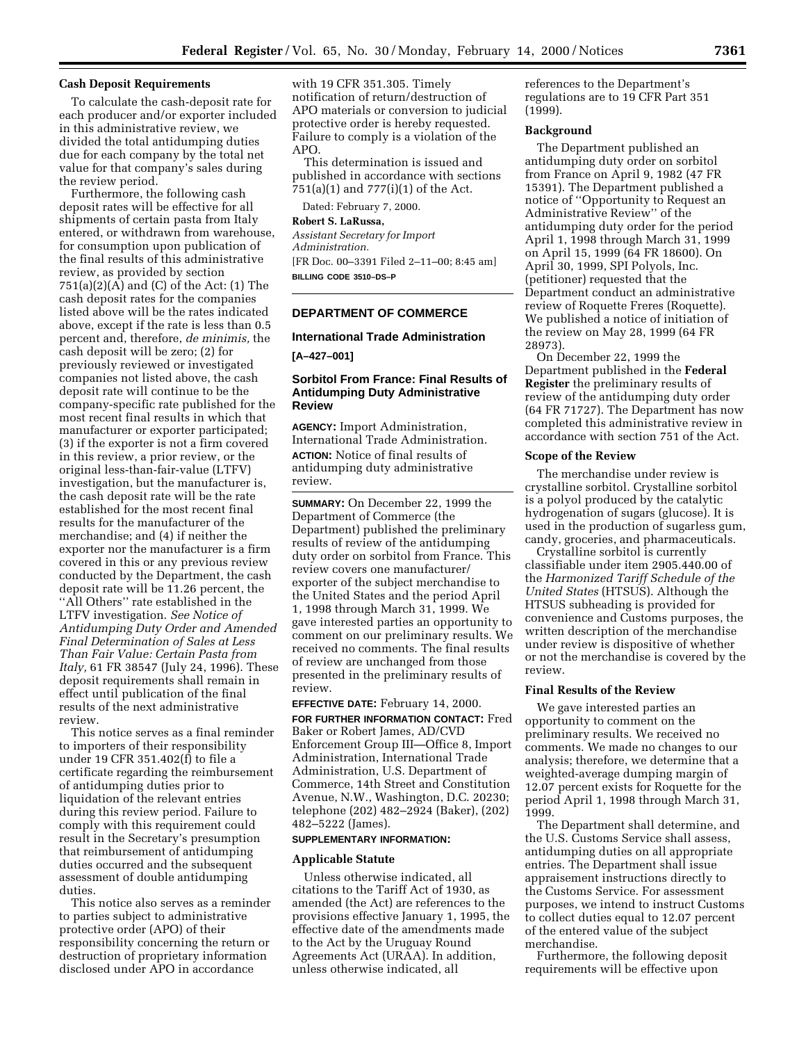**Cash Deposit Requirements**

To calculate the cash-deposit rate for each producer and/or exporter included in this administrative review, we divided the total antidumping duties due for each company by the total net value for that company's sales during the review period.

Furthermore, the following cash deposit rates will be effective for all shipments of certain pasta from Italy entered, or withdrawn from warehouse, for consumption upon publication of the final results of this administrative review, as provided by section 751(a)(2)(A) and (C) of the Act: (1) The cash deposit rates for the companies listed above will be the rates indicated above, except if the rate is less than 0.5 percent and, therefore, *de minimis,* the cash deposit will be zero; (2) for previously reviewed or investigated companies not listed above, the cash deposit rate will continue to be the company-specific rate published for the most recent final results in which that manufacturer or exporter participated; (3) if the exporter is not a firm covered in this review, a prior review, or the original less-than-fair-value (LTFV) investigation, but the manufacturer is, the cash deposit rate will be the rate established for the most recent final results for the manufacturer of the merchandise; and (4) if neither the exporter nor the manufacturer is a firm covered in this or any previous review conducted by the Department, the cash deposit rate will be 11.26 percent, the ''All Others'' rate established in the LTFV investigation. *See Notice of Antidumping Duty Order and Amended Final Determination of Sales at Less Than Fair Value: Certain Pasta from Italy,* 61 FR 38547 (July 24, 1996). These deposit requirements shall remain in effect until publication of the final results of the next administrative review.

This notice serves as a final reminder to importers of their responsibility under 19 CFR 351.402(f) to file a certificate regarding the reimbursement of antidumping duties prior to liquidation of the relevant entries during this review period. Failure to comply with this requirement could result in the Secretary's presumption that reimbursement of antidumping duties occurred and the subsequent assessment of double antidumping duties.

This notice also serves as a reminder to parties subject to administrative protective order (APO) of their responsibility concerning the return or destruction of proprietary information disclosed under APO in accordance with 19 CFR 351.305. Timely notification of return/destruction of APO materials or conversion to judicial protective order is hereby requested. Failure to comply is a violation of the APO.

This determination is issued and published in accordance with sections 751(a)(1) and 777(i)(1) of the Act.

Dated: February 7, 2000.

**Robert S. LaRussa,**

*Assistant Secretary for Import Administration.*

[FR Doc. 00–3391 Filed 2–11–00; 8:45 am]

**BILLING CODE 3510–DS–P**

## DEPARTMENT OF COMMERCE

### International Trade Administration

**[A–427–001]**

### Sorbitol From France: Final Results of Antidumping Duty Administrative Review

**AGENCY:** Import Administration, International Trade Administration.

**ACTION:** Notice of final results of antidumping duty administrative review.

**SUMMARY:** On December 22, 1999 the Department of Commerce (the Department) published the preliminary results of review of the antidumping duty order on sorbitol from France. This review covers one manufacturer/exporter of the subject merchandise to the United States and the period April 1, 1998 through March 31, 1999. We gave interested parties an opportunity to comment on our preliminary results. We received no comments. The final results of review are unchanged from those presented in the preliminary results of review.

**EFFECTIVE DATE:** February 14, 2000.

**FOR FURTHER INFORMATION CONTACT:** Fred Baker or Robert James, AD/CVD Enforcement Group III—Office 8, Import Administration, International Trade Administration, U.S. Department of Commerce, 14th Street and Constitution Avenue, N.W., Washington, D.C. 20230; telephone (202) 482–2924 (Baker), (202) 482–5222 (James).

**SUPPLEMENTARY INFORMATION:**

**Applicable Statute**

Unless otherwise indicated, all citations to the Tariff Act of 1930, as amended (the Act) are references to the provisions effective January 1, 1995, the effective date of the amendments made to the Act by the Uruguay Round Agreements Act (URAA). In addition, unless otherwise indicated, all references to the Department's regulations are to 19 CFR Part 351 (1999).

**Background**

The Department published an antidumping duty order on sorbitol from France on April 9, 1982 (47 FR 15391). The Department published a notice of ''Opportunity to Request an Administrative Review'' of the antidumping duty order for the period April 1, 1998 through March 31, 1999 on April 15, 1999 (64 FR 18600). On April 30, 1999, SPI Polyols, Inc. (petitioner) requested that the Department conduct an administrative review of Roquette Freres (Roquette). We published a notice of initiation of the review on May 28, 1999 (64 FR 28973).

On December 22, 1999 the Department published in the **Federal Register** the preliminary results of review of the antidumping duty order (64 FR 71727). The Department has now completed this administrative review in accordance with section 751 of the Act.

**Scope of the Review**

The merchandise under review is crystalline sorbitol. Crystalline sorbitol is a polyol produced by the catalytic hydrogenation of sugars (glucose). It is used in the production of sugarless gum, candy, groceries, and pharmaceuticals.

Crystalline sorbitol is currently classifiable under item 2905.440.00 of the *Harmonized Tariff Schedule of the United States* (HTSUS). Although the HTSUS subheading is provided for convenience and Customs purposes, the written description of the merchandise under review is dispositive of whether or not the merchandise is covered by the review.

**Final Results of the Review**

We gave interested parties an opportunity to comment on the preliminary results. We received no comments. We made no changes to our analysis; therefore, we determine that a weighted-average dumping margin of 12.07 percent exists for Roquette for the period April 1, 1998 through March 31, 1999.

The Department shall determine, and the U.S. Customs Service shall assess, antidumping duties on all appropriate entries. The Department shall issue appraisement instructions directly to the Customs Service. For assessment purposes, we intend to instruct Customs to collect duties equal to 12.07 percent of the entered value of the subject merchandise.

Furthermore, the following deposit requirements will be effective upon